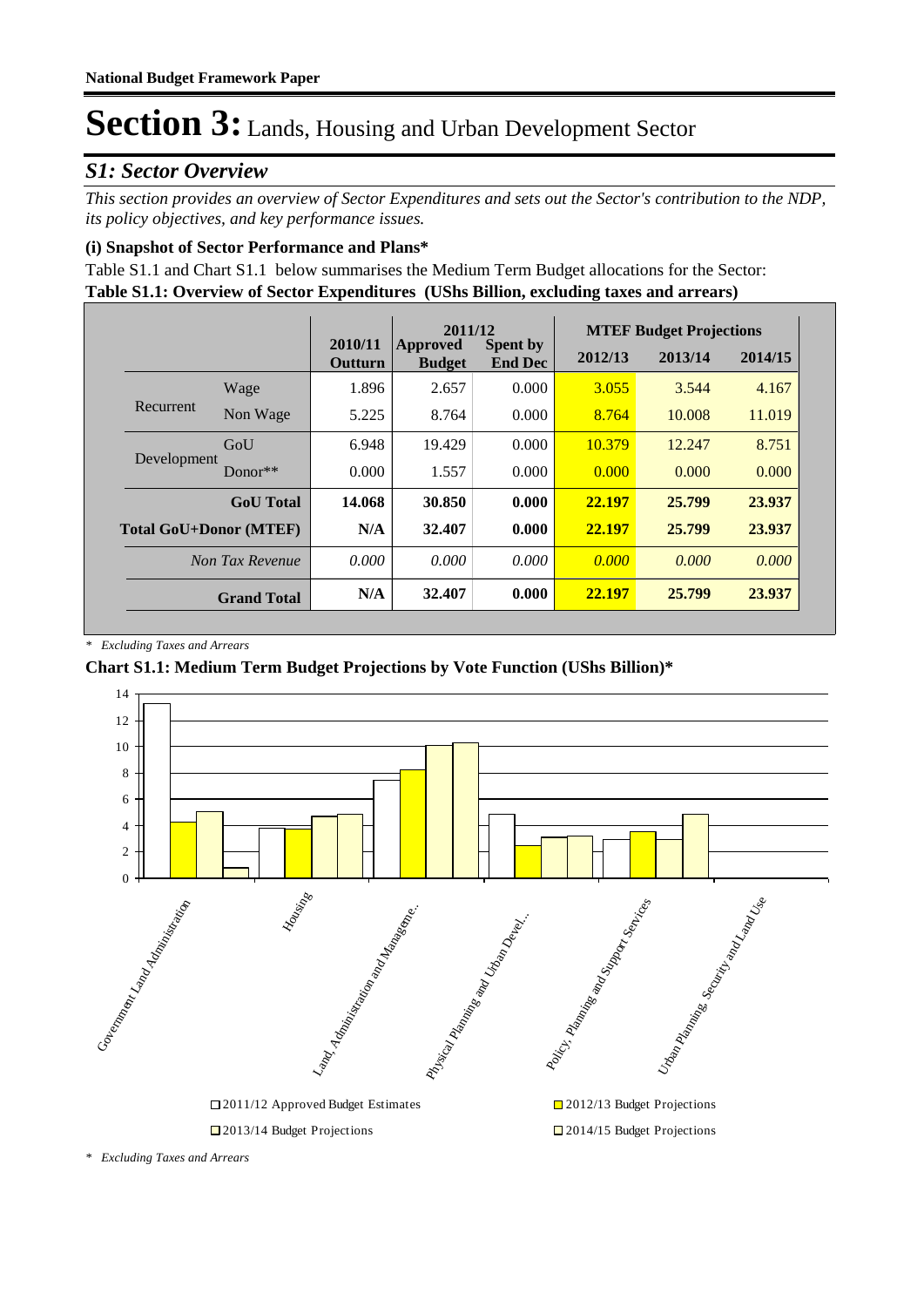# Section 3: Lands, Housing and Urban Development Sector

## *S1: Sector Overview*

*This section provides an overview of Sector Expenditures and sets out the Sector's contribution to the NDP, its policy objectives, and key performance issues.*

### (i) Snapshot of Sector Performance and Plans*

Table S1.1 and Chart S1.1 below summarises the Medium Term Budget allocations for the Sector:

**Table S1.1: Overview of Sector Expenditures (UShs Billion, excluding taxes and arrears)**

| | | 2010/11 Outturn | 2011/12 Approved Budget | 2011/12 Spent by End Dec | MTEF Budget Projections 2012/13 | 2013/14 | 2014/15 |
|---|---|---|---|---|---|---|---|
| Recurrent | Wage | 1.896 | 2.657 | 0.000 | 3.055 | 3.544 | 4.167 |
| | Non Wage | 5.225 | 8.764 | 0.000 | 8.764 | 10.008 | 11.019 |
| Development | GoU | 6.948 | 19.429 | 0.000 | 10.379 | 12.247 | 8.751 |
| | Donor** | 0.000 | 1.557 | 0.000 | 0.000 | 0.000 | 0.000 |
| **GoU Total** | | **14.068** | **30.850** | **0.000** | **22.197** | **25.799** | **23.937** |
| **Total GoU+Donor (MTEF)** | | **N/A** | **32.407** | **0.000** | **22.197** | **25.799** | **23.937** |
| *Non Tax Revenue* | | *0.000* | *0.000* | *0.000* | *0.000* | *0.000* | *0.000* |
| **Grand Total** | | **N/A** | **32.407** | **0.000** | **22.197** | **25.799** | **23.937** |

\* *Excluding Taxes and Arrears*

**Chart S1.1: Medium Term Budget Projections by Vote Function (UShs Billion)***

\* *Excluding Taxes and Arrears*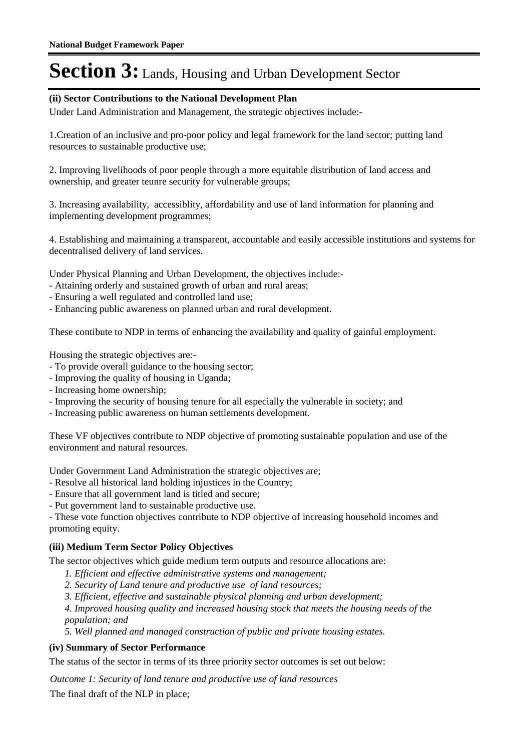# Section 3: Lands, Housing and Urban Development Sector

### (ii) Sector Contributions to the National Development Plan

Under Land Administration and Management, the strategic objectives include:-

1.Creation of an inclusive and pro-poor policy and legal framework for the land sector; putting land resources to sustainable productive use;

2. Improving livelihoods of poor people through a more equitable distribution of land access and ownership, and greater teunre security for vulnerable groups;

3. Increasing availability,  accessiblity, affordability and use of land information for planning and implementing development programmes;

4. Establishing and maintaining a transparent, accountable and easily accessible institutions and systems for decentralised delivery of land services.

Under Physical Planning and Urban Development, the objectives include:-
- Attaining orderly and sustained growth of urban and rural areas;
- Ensuring a well regulated and controlled land use;
- Enhancing public awareness on planned urban and rural development.

These contibute to NDP in terms of enhancing the availability and quality of gainful employment.

Housing the strategic objectives are:-
- To provide overall guidance to the housing sector;
- Improving the quality of housing in Uganda;
- Increasing home ownership;
- Improving the security of housing tenure for all especially the vulnerable in society; and
- Increasing public awareness on human settlements development.

These VF objectives contribute to NDP objective of promoting sustainable population and use of the environment and natural resources.

Under Government Land Administration the strategic objectives are;
- Resolve all historical land holding injustices in the Country;
- Ensure that all government land is titled and secure;
- Put government land to sustainable productive use.
- These vote function objectives contribute to NDP objective of increasing household incomes and promoting equity.

### (iii) Medium Term Sector Policy Objectives

The sector objectives which guide medium term outputs and resource allocations are:

*1. Efficient and effective administrative systems and management;*

*2. Security of Land tenure and productive use  of land resources;*

*3. Efficient, effective and sustainable physical planning and urban development;*

*4. Improved housing quality and increased housing stock that meets the housing needs of the population; and*

*5. Well planned and managed construction of public and private housing estates.*

### (iv) Summary of Sector Performance

The status of the sector in terms of its three priority sector outcomes is set out below:

*Outcome 1: Security of land tenure and productive use of land resources*

The final draft of the NLP in place;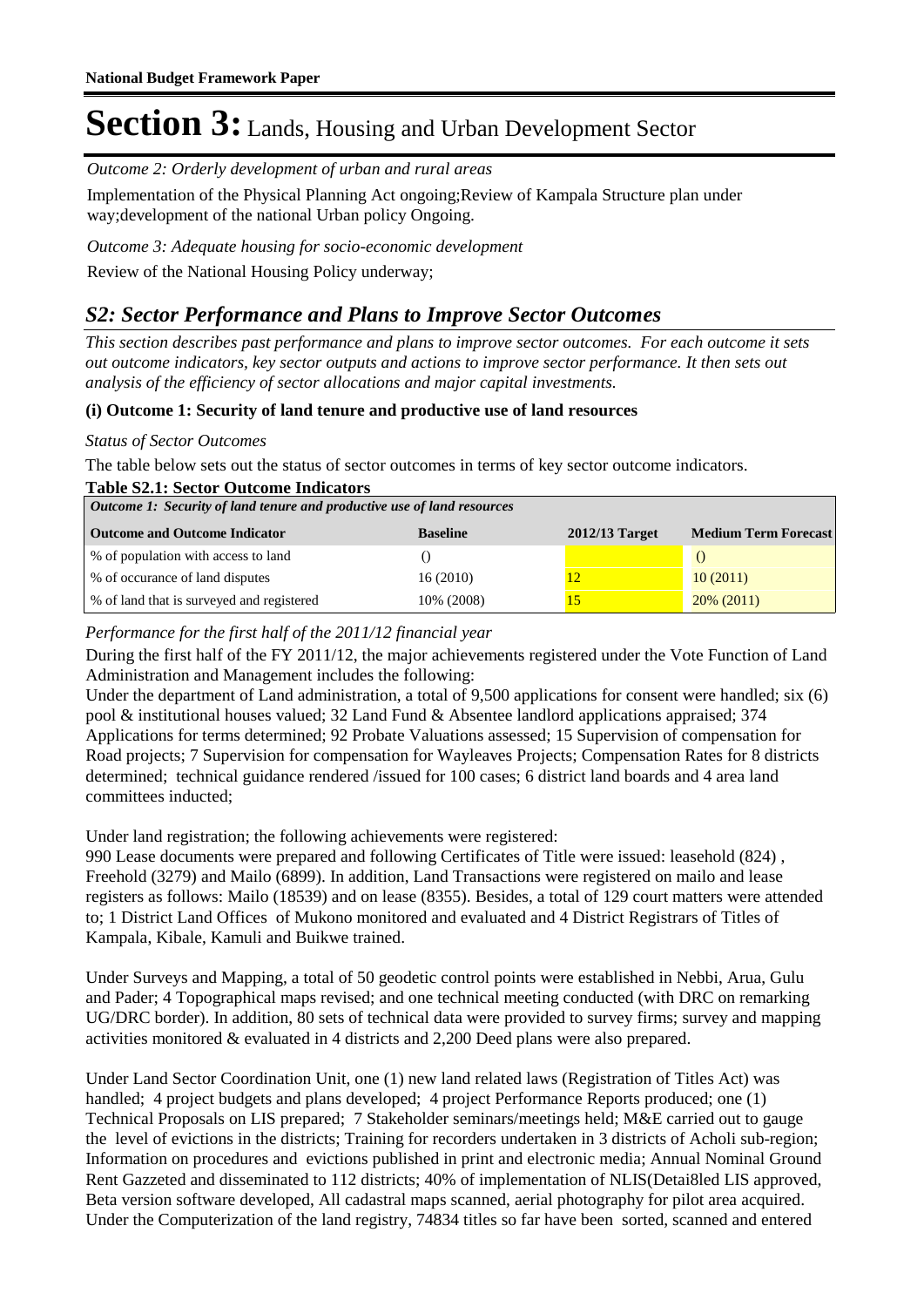# Section 3: Lands, Housing and Urban Development Sector

*Outcome 2: Orderly development of urban and rural areas*

Implementation of the Physical Planning Act ongoing;Review of Kampala Structure plan under way;development of the national Urban policy Ongoing.

*Outcome 3: Adequate housing for socio-economic development*

Review of the National Housing Policy underway;

## *S2: Sector Performance and Plans to Improve Sector Outcomes*

*This section describes past performance and plans to improve sector outcomes. For each outcome it sets out outcome indicators, key sector outputs and actions to improve sector performance. It then sets out analysis of the efficiency of sector allocations and major capital investments.*

### (i) Outcome 1: Security of land tenure and productive use of land resources

*Status of Sector Outcomes*

The table below sets out the status of sector outcomes in terms of key sector outcome indicators.

**Table S2.1: Sector Outcome Indicators**

| *Outcome 1: Security of land tenure and productive use of land resources* | | | |
|---|---|---|---|
| **Outcome and Outcome Indicator** | **Baseline** | **2012/13 Target** | **Medium Term Forecast** |
| % of population with access to land | () | | () |
| % of occurance of land disputes | 16 (2010) | 12 | 10 (2011) |
| % of land that is surveyed and registered | 10% (2008) | 15 | 20% (2011) |

*Performance for the first half of the 2011/12 financial year*

During the first half of the FY 2011/12, the major achievements registered under the Vote Function of Land Administration and Management includes the following:

Under the department of Land administration, a total of 9,500 applications for consent were handled; six (6) pool & institutional houses valued; 32 Land Fund & Absentee landlord applications appraised; 374 Applications for terms determined; 92 Probate Valuations assessed; 15 Supervision of compensation for Road projects; 7 Supervision for compensation for Wayleaves Projects; Compensation Rates for 8 districts determined; technical guidance rendered /issued for 100 cases; 6 district land boards and 4 area land committees inducted;

Under land registration; the following achievements were registered:
990 Lease documents were prepared and following Certificates of Title were issued: leasehold (824) , Freehold (3279) and Mailo (6899). In addition, Land Transactions were registered on mailo and lease registers as follows: Mailo (18539) and on lease (8355). Besides, a total of 129 court matters were attended to; 1 District Land Offices of Mukono monitored and evaluated and 4 District Registrars of Titles of Kampala, Kibale, Kamuli and Buikwe trained.

Under Surveys and Mapping, a total of 50 geodetic control points were established in Nebbi, Arua, Gulu and Pader; 4 Topographical maps revised; and one technical meeting conducted (with DRC on remarking UG/DRC border). In addition, 80 sets of technical data were provided to survey firms; survey and mapping activities monitored & evaluated in 4 districts and 2,200 Deed plans were also prepared.

Under Land Sector Coordination Unit, one (1) new land related laws (Registration of Titles Act) was handled; 4 project budgets and plans developed; 4 project Performance Reports produced; one (1) Technical Proposals on LIS prepared; 7 Stakeholder seminars/meetings held; M&E carried out to gauge the level of evictions in the districts; Training for recorders undertaken in 3 districts of Acholi sub-region; Information on procedures and evictions published in print and electronic media; Annual Nominal Ground Rent Gazzeted and disseminated to 112 districts; 40% of implementation of NLIS(Detai8led LIS approved, Beta version software developed, All cadastral maps scanned, aerial photography for pilot area acquired. Under the Computerization of the land registry, 74834 titles so far have been sorted, scanned and entered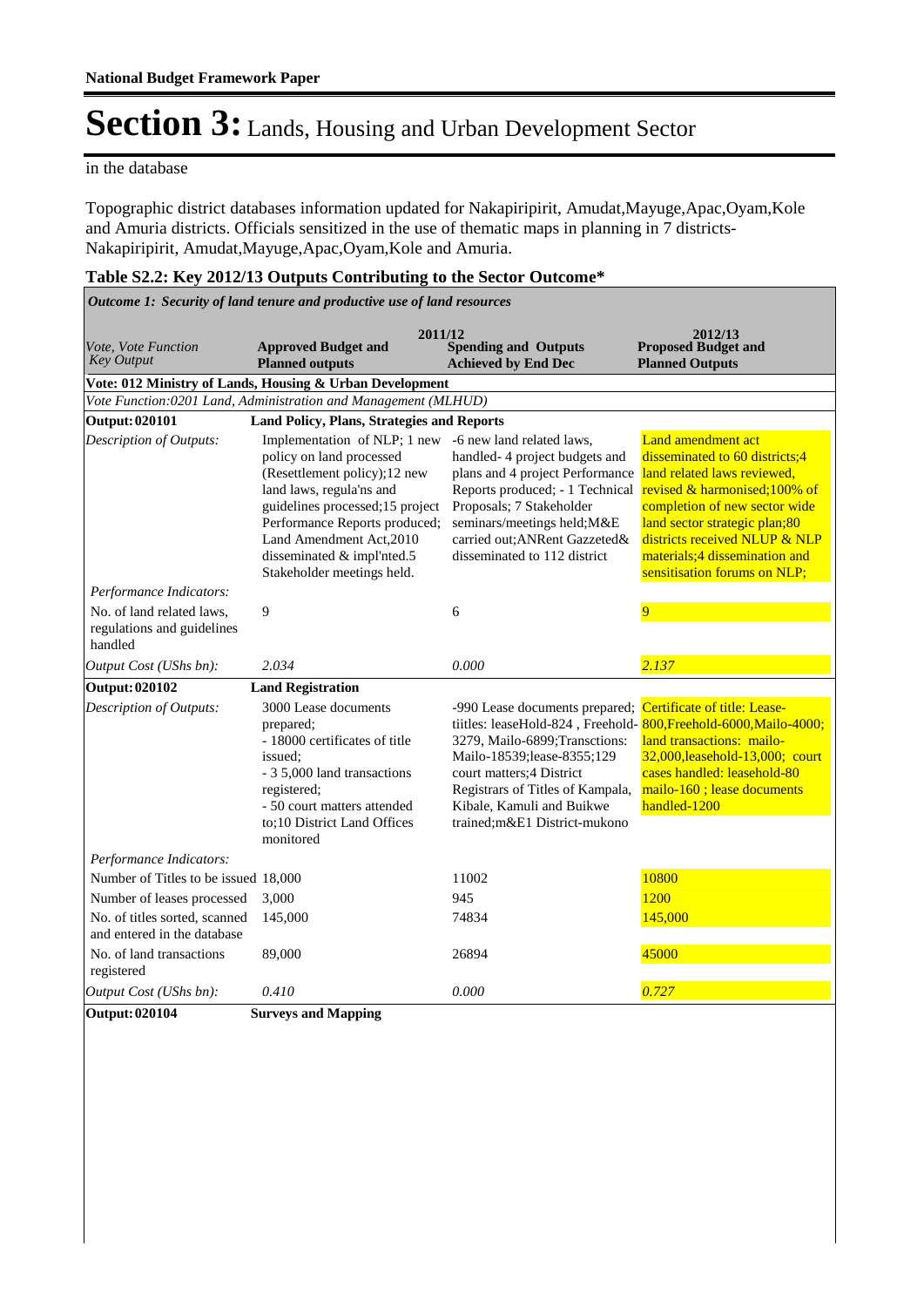# Section 3: Lands, Housing and Urban Development Sector

in the database

Topographic district databases information updated for Nakapiripirit, Amudat,Mayuge,Apac,Oyam,Kole and Amuria districts. Officials sensitized in the use of thematic maps in planning in 7 districts- Nakapiripirit, Amudat,Mayuge,Apac,Oyam,Kole and Amuria.

**Table S2.2: Key 2012/13 Outputs Contributing to the Sector Outcome\***

*Outcome 1: Security of land tenure and productive use of land resources*

| *Vote, Vote Function Key Output* | 2011/12 **Approved Budget and Planned outputs** | **Spending and Outputs Achieved by End Dec** | 2012/13 **Proposed Budget and Planned Outputs** |
|---|---|---|---|
| **Vote: 012 Ministry of Lands, Housing & Urban Development** | | | |
| *Vote Function:0201 Land, Administration and Management (MLHUD)* | | | |
| **Output: 020101** | **Land Policy, Plans, Strategies and Reports** | | |
| *Description of Outputs:* | Implementation of NLP; 1 new policy on land processed (Resettlement policy);12 new land laws, regula'ns and guidelines processed;15 project Performance Reports produced; Land Amendment Act,2010 disseminated & impl'nted.5 Stakeholder meetings held. | -6 new land related laws, handled- 4 project budgets and plans and 4 project Performance Reports produced; - 1 Technical Proposals; 7 Stakeholder seminars/meetings held;M&E carried out;ANRent Gazzeted& disseminated to 112 district | Land amendment act disseminated to 60 districts;4 land related laws reviewed, revised & harmonised;100% of completion of new sector wide land sector strategic plan;80 districts received NLUP & NLP materials;4 dissemination and sensitisation forums on NLP; |
| *Performance Indicators:* | | | |
| No. of land related laws, regulations and guidelines handled | 9 | 6 | 9 |
| *Output Cost (UShs bn):* | *2.034* | *0.000* | *2.137* |
| **Output: 020102** | **Land Registration** | | |
| *Description of Outputs:* | 3000 Lease documents prepared;<br>- 18000 certificates of title issued;<br>- 3 5,000 land transactions registered;<br>- 50 court matters attended to;10 District Land Offices monitored | -990 Lease documents prepared; tiitles: leaseHold-824 , Freehold-3279, Mailo-6899;Transctions: Mailo-18539;lease-8355;129 court matters;4 District Registrars of Titles of Kampala, Kibale, Kamuli and Buikwe trained;m&E1 District-mukono | Certificate of title: Lease-800,Freehold-6000,Mailo-4000; land transactions: mailo-32,000,leasehold-13,000; court cases handled: leasehold-80 mailo-160 ; lease documents handled-1200 |
| *Performance Indicators:* | | | |
| Number of Titles to be issued | 18,000 | 11002 | 10800 |
| Number of leases processed | 3,000 | 945 | 1200 |
| No. of titles sorted, scanned and entered in the database | 145,000 | 74834 | 145,000 |
| No. of land transactions registered | 89,000 | 26894 | 45000 |
| *Output Cost (UShs bn):* | *0.410* | *0.000* | *0.727* |
| **Output: 020104** | **Surveys and Mapping** | | |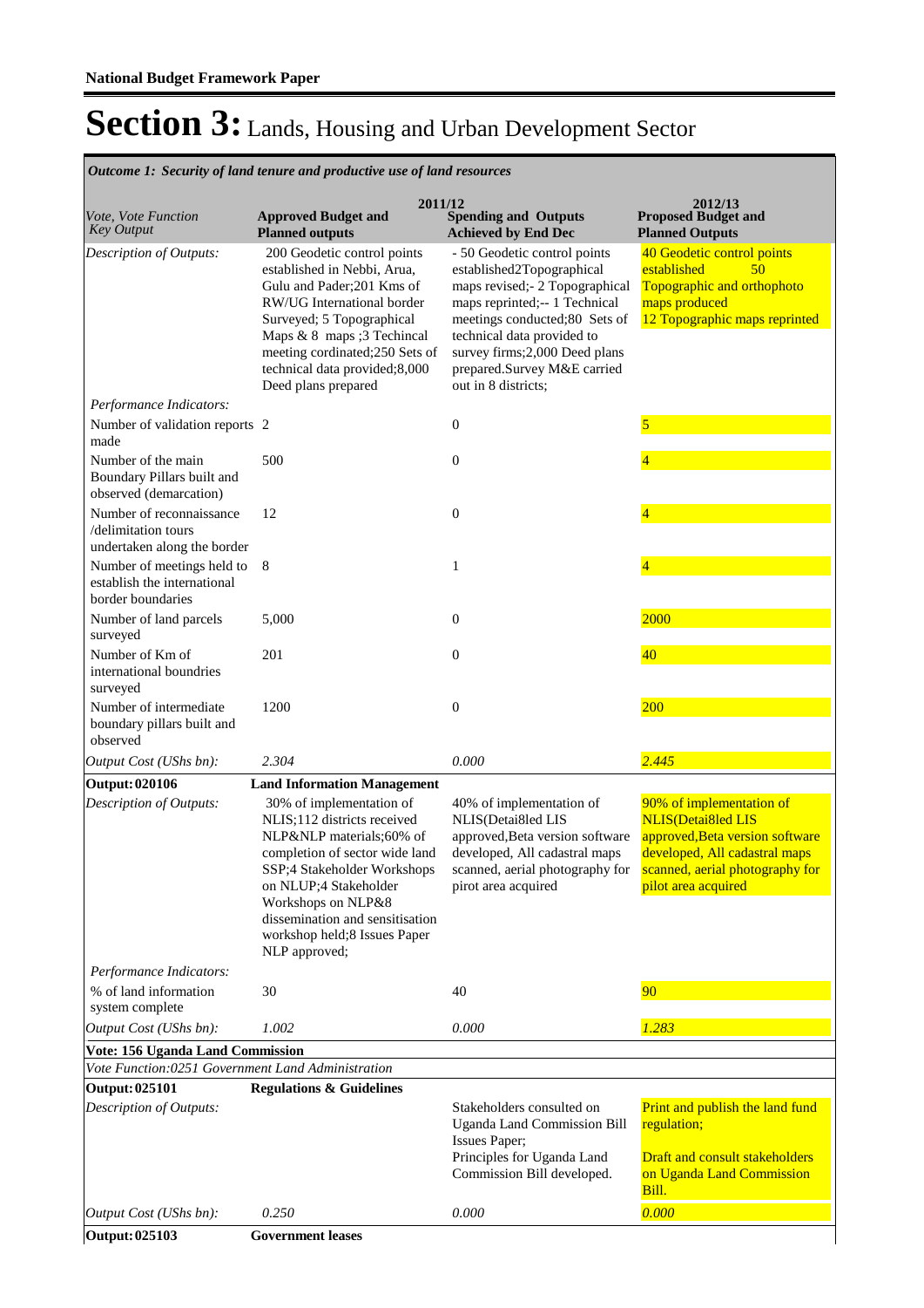**National Budget Framework Paper**

# Section 3: Lands, Housing and Urban Development Sector

*Outcome 1: Security of land tenure and productive use of land resources*

| *Vote, Vote Function Key Output* | 2011/12 **Approved Budget and Planned outputs** | **Spending and Outputs Achieved by End Dec** | 2012/13 **Proposed Budget and Planned Outputs** |
|---|---|---|---|
| *Description of Outputs:* | 200 Geodetic control points established in Nebbi, Arua, Gulu and Pader;201 Kms of RW/UG International border Surveyed; 5 Topographical Maps & 8 maps ;3 Techincal meeting cordinated;250 Sets of technical data provided;8,000 Deed plans prepared | - 50 Geodetic control points established2Topographical maps revised;- 2 Topographical maps reprinted;-- 1 Technical meetings conducted;80 Sets of technical data provided to survey firms;2,000 Deed plans prepared.Survey M&E carried out in 8 districts; | 40 Geodetic control points established 50 Topographic and orthophoto maps produced 12 Topographic maps reprinted |
| *Performance Indicators:* | | | |
| Number of validation reports made | 2 | 0 | 5 |
| Number of the main Boundary Pillars built and observed (demarcation) | 500 | 0 | 4 |
| Number of reconnaissance /delimitation tours undertaken along the border | 12 | 0 | 4 |
| Number of meetings held to establish the international border boundaries | 8 | 1 | 4 |
| Number of land parcels surveyed | 5,000 | 0 | 2000 |
| Number of Km of international boundries surveyed | 201 | 0 | 40 |
| Number of intermediate boundary pillars built and observed | 1200 | 0 | 200 |
| *Output Cost (UShs bn):* | *2.304* | *0.000* | *2.445* |
| **Output: 020106** | **Land Information Management** | | |
| *Description of Outputs:* | 30% of implementation of NLIS;112 districts received NLP&NLP materials;60% of completion of sector wide land SSP;4 Stakeholder Workshops on NLUP;4 Stakeholder Workshops on NLP&8 dissemination and sensitisation workshop held;8 Issues Paper NLP approved; | 40% of implementation of NLIS(Detai8led LIS approved,Beta version software developed, All cadastral maps scanned, aerial photography for pirot area acquired | 90% of implementation of NLIS(Detai8led LIS approved,Beta version software developed, All cadastral maps scanned, aerial photography for pilot area acquired |
| *Performance Indicators:* | | | |
| % of land information system complete | 30 | 40 | 90 |
| *Output Cost (UShs bn):* | *1.002* | *0.000* | *1.283* |
| **Vote: 156 Uganda Land Commission** | | | |
| *Vote Function:0251 Government Land Administration* | | | |
| **Output: 025101** | **Regulations & Guidelines** | | |
| *Description of Outputs:* | | Stakeholders consulted on Uganda Land Commission Bill Issues Paper; Principles for Uganda Land Commission Bill developed. | Print and publish the land fund regulation; Draft and consult stakeholders on Uganda Land Commission Bill. |
| *Output Cost (UShs bn):* | *0.250* | *0.000* | *0.000* |
| **Output: 025103** | **Government leases** | | |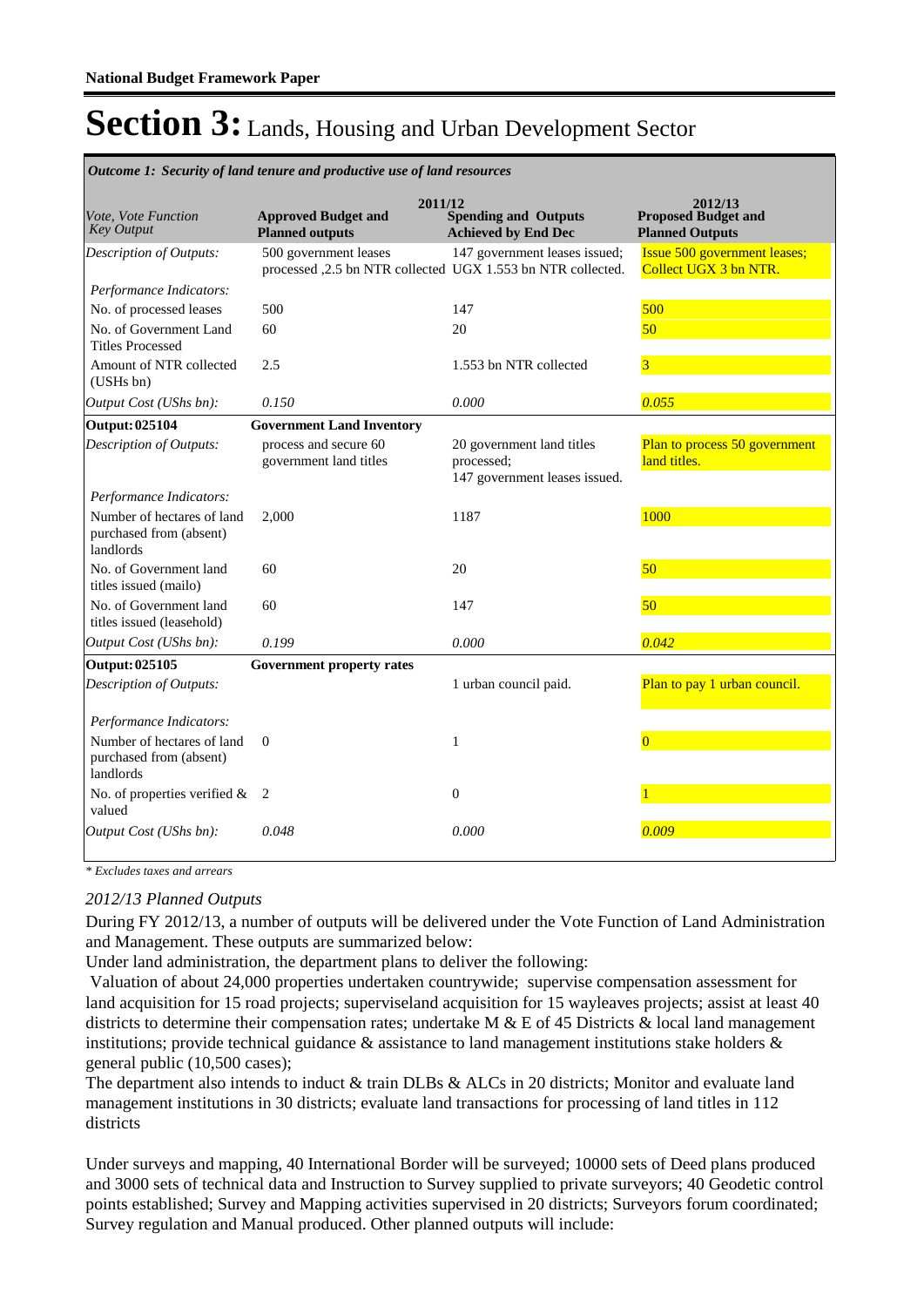**National Budget Framework Paper**

# Section 3: Lands, Housing and Urban Development Sector

*Outcome 1: Security of land tenure and productive use of land resources*

| *Vote, Vote Function Key Output* | 2011/12 **Approved Budget and Planned outputs** | **Spending and Outputs Achieved by End Dec** | 2012/13 **Proposed Budget and Planned Outputs** |
|---|---|---|---|
| *Description of Outputs:* | 500 government leases processed ,2.5 bn NTR collected | 147 government leases issued; UGX 1.553 bn NTR collected. | Issue 500 government leases; Collect UGX 3 bn NTR. |
| *Performance Indicators:* | | | |
| No. of processed leases | 500 | 147 | 500 |
| No. of Government Land Titles Processed | 60 | 20 | 50 |
| Amount of NTR collected (USHs bn) | 2.5 | 1.553 bn NTR collected | 3 |
| *Output Cost (UShs bn):* | *0.150* | *0.000* | *0.055* |
| **Output: 025104** | **Government Land Inventory** | | |
| *Description of Outputs:* | process and secure 60 government land titles | 20 government land titles processed; 147 government leases issued. | Plan to process 50 government land titles. |
| *Performance Indicators:* | | | |
| Number of hectares of land purchased from (absent) landlords | 2,000 | 1187 | 1000 |
| No. of Government land titles issued (mailo) | 60 | 20 | 50 |
| No. of Government land titles issued (leasehold) | 60 | 147 | 50 |
| *Output Cost (UShs bn):* | *0.199* | *0.000* | *0.042* |
| **Output: 025105** | **Government property rates** | | |
| *Description of Outputs:* | | 1 urban council paid. | Plan to pay 1 urban council. |
| *Performance Indicators:* | | | |
| Number of hectares of land purchased from (absent) landlords | 0 | 1 | 0 |
| No. of properties verified & valued | 2 | 0 | 1 |
| *Output Cost (UShs bn):* | *0.048* | *0.000* | *0.009* |

*\* Excludes taxes and arrears*

*2012/13 Planned Outputs*

During FY 2012/13, a number of outputs will be delivered under the Vote Function of Land Administration and Management. These outputs are summarized below:

Under land administration, the department plans to deliver the following:

Valuation of about 24,000 properties undertaken countrywide; supervise compensation assessment for land acquisition for 15 road projects; superviseland acquisition for 15 wayleaves projects; assist at least 40 districts to determine their compensation rates; undertake M & E of 45 Districts & local land management institutions; provide technical guidance & assistance to land management institutions stake holders & general public (10,500 cases);

The department also intends to induct & train DLBs & ALCs in 20 districts; Monitor and evaluate land management institutions in 30 districts; evaluate land transactions for processing of land titles in 112 districts

Under surveys and mapping, 40 International Border will be surveyed; 10000 sets of Deed plans produced and 3000 sets of technical data and Instruction to Survey supplied to private surveyors; 40 Geodetic control points established; Survey and Mapping activities supervised in 20 districts; Surveyors forum coordinated; Survey regulation and Manual produced. Other planned outputs will include: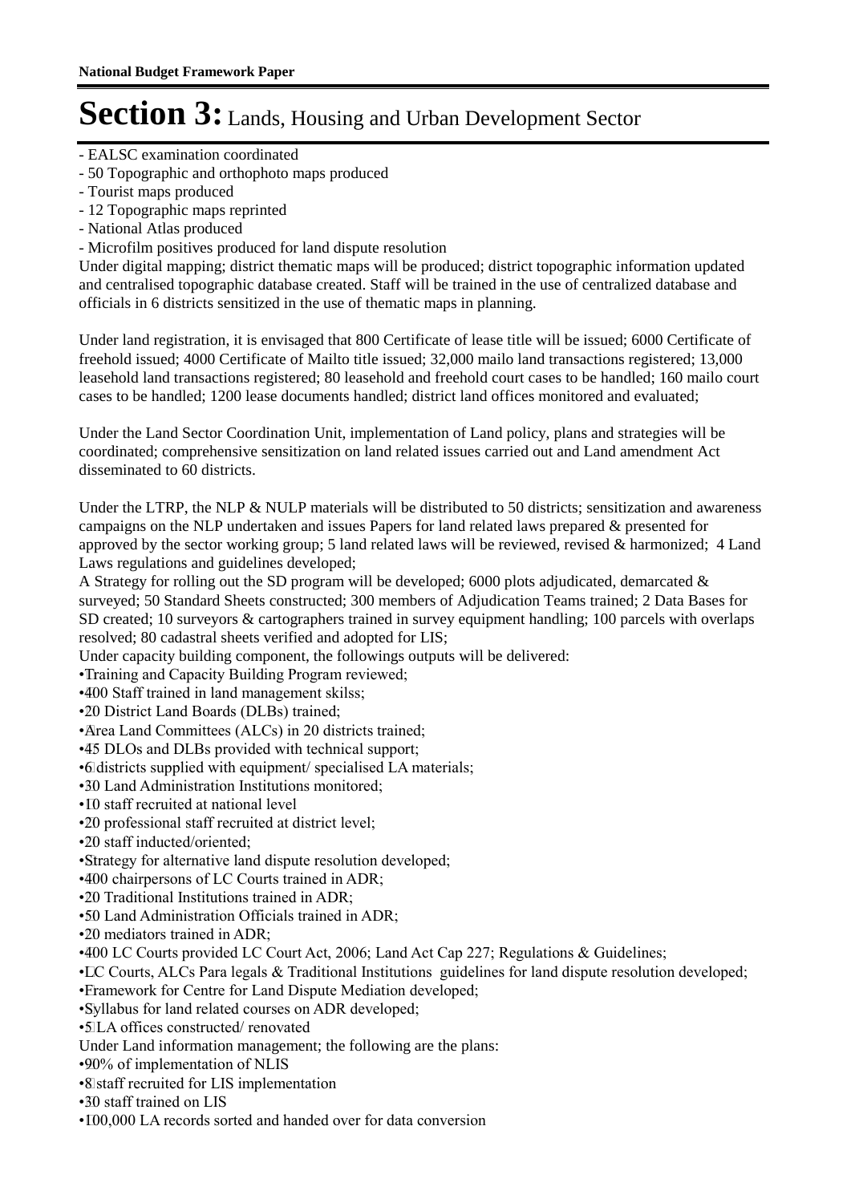# Section 3: Lands, Housing and Urban Development Sector

- EALSC examination coordinated
- 50 Topographic and orthophoto maps produced
- Tourist maps produced
- 12 Topographic maps reprinted
- National Atlas produced
- Microfilm positives produced for land dispute resolution

Under digital mapping; district thematic maps will be produced; district topographic information updated and centralised topographic database created. Staff will be trained in the use of centralized database and officials in 6 districts sensitized in the use of thematic maps in planning.

Under land registration, it is envisaged that 800 Certificate of lease title will be issued; 6000 Certificate of freehold issued; 4000 Certificate of Mailto title issued; 32,000 mailo land transactions registered; 13,000 leasehold land transactions registered; 80 leasehold and freehold court cases to be handled; 160 mailo court cases to be handled; 1200 lease documents handled; district land offices monitored and evaluated;

Under the Land Sector Coordination Unit, implementation of Land policy, plans and strategies will be coordinated; comprehensive sensitization on land related issues carried out and Land amendment Act disseminated to 60 districts.

Under the LTRP, the NLP & NULP materials will be distributed to 50 districts; sensitization and awareness campaigns on the NLP undertaken and issues Papers for land related laws prepared & presented for approved by the sector working group; 5 land related laws will be reviewed, revised & harmonized; 4 Land Laws regulations and guidelines developed;

A Strategy for rolling out the SD program will be developed; 6000 plots adjudicated, demarcated & surveyed; 50 Standard Sheets constructed; 300 members of Adjudication Teams trained; 2 Data Bases for SD created; 10 surveyors & cartographers trained in survey equipment handling; 100 parcels with overlaps resolved; 80 cadastral sheets verified and adopted for LIS;

Under capacity building component, the followings outputs will be delivered:

- Training and Capacity Building Program reviewed;
- 400 Staff trained in land management skilss;
- 20 District Land Boards (DLBs) trained;
- Area Land Committees (ALCs) in 20 districts trained;
- 45 DLOs and DLBs provided with technical support;
- 6 districts supplied with equipment/ specialised LA materials;
- 30 Land Administration Institutions monitored;
- 10 staff recruited at national level
- 20 professional staff recruited at district level;
- 20 staff inducted/oriented;
- Strategy for alternative land dispute resolution developed;
- 400 chairpersons of LC Courts trained in ADR;
- 20 Traditional Institutions trained in ADR;
- 50 Land Administration Officials trained in ADR;
- 20 mediators trained in ADR;
- 400 LC Courts provided LC Court Act, 2006; Land Act Cap 227; Regulations & Guidelines;
- LC Courts, ALCs Para legals & Traditional Institutions guidelines for land dispute resolution developed;
- Framework for Centre for Land Dispute Mediation developed;
- Syllabus for land related courses on ADR developed;
- 5 LA offices constructed/ renovated

Under Land information management; the following are the plans:

- 90% of implementation of NLIS
- 8 staff recruited for LIS implementation
- 30 staff trained on LIS
- 100,000 LA records sorted and handed over for data conversion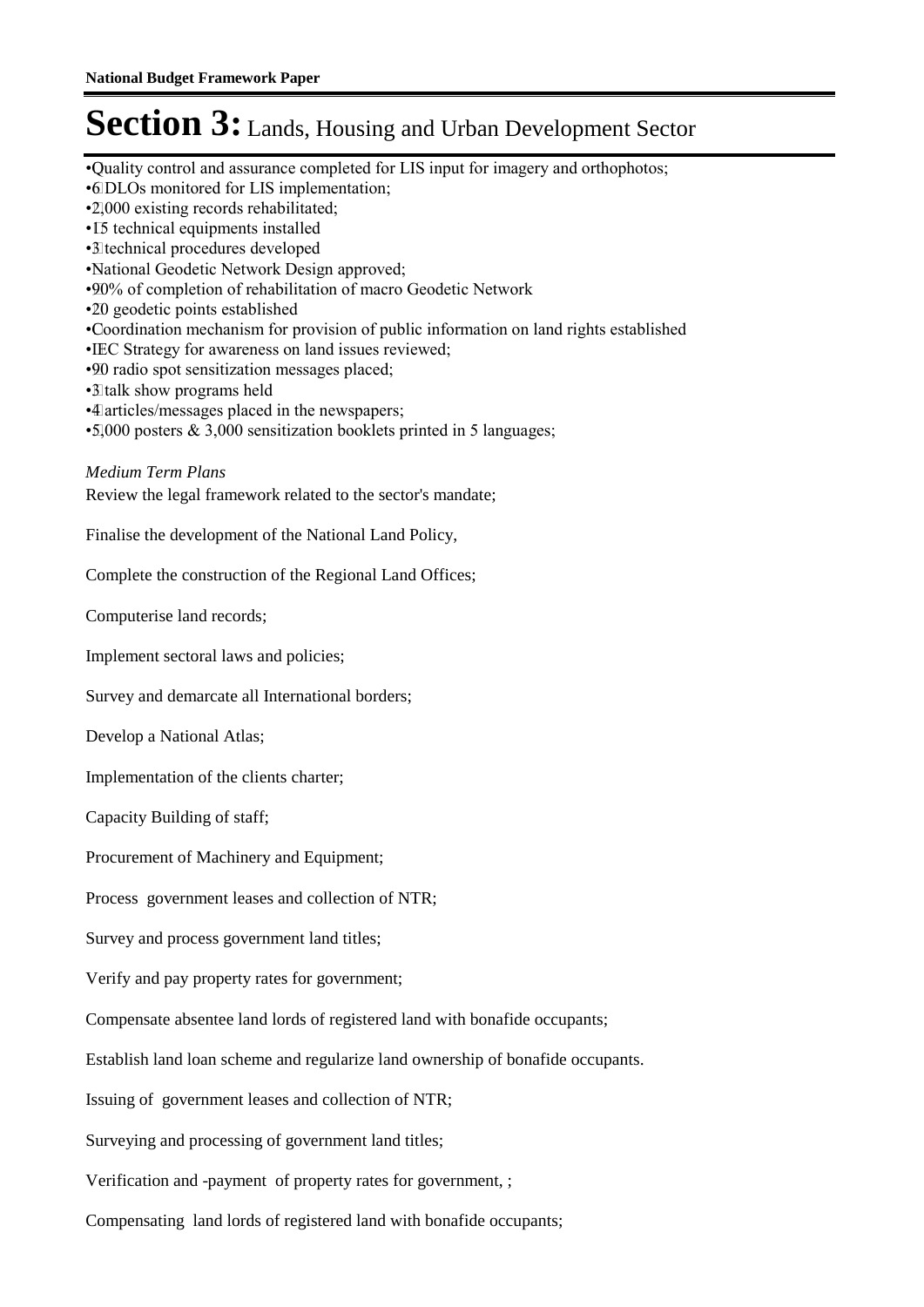# Section 3: Lands, Housing and Urban Development Sector

- •Quality control and assurance completed for LIS input for imagery and orthophotos;
- •6 DLOs monitored for LIS implementation;
- •2,000 existing records rehabilitated;
- •15 technical equipments installed
- •3 technical procedures developed
- •National Geodetic Network Design approved;
- •90% of completion of rehabilitation of macro Geodetic Network
- •20 geodetic points established
- •Coordination mechanism for provision of public information on land rights established
- •IEC Strategy for awareness on land issues reviewed;
- •90 radio spot sensitization messages placed;
- •3 talk show programs held
- •4 articles/messages placed in the newspapers;
- •5,000 posters & 3,000 sensitization booklets printed in 5 languages;

*Medium Term Plans*

Review the legal framework related to the sector's mandate;

Finalise the development of the National Land Policy,

Complete the construction of the Regional Land Offices;

Computerise land records;

Implement sectoral laws and policies;

Survey and demarcate all International borders;

Develop a National Atlas;

Implementation of the clients charter;

Capacity Building of staff;

Procurement of Machinery and Equipment;

Process government leases and collection of NTR;

Survey and process government land titles;

Verify and pay property rates for government;

Compensate absentee land lords of registered land with bonafide occupants;

Establish land loan scheme and regularize land ownership of bonafide occupants.

Issuing of government leases and collection of NTR;

Surveying and processing of government land titles;

Verification and -payment of property rates for government, ;

Compensating land lords of registered land with bonafide occupants;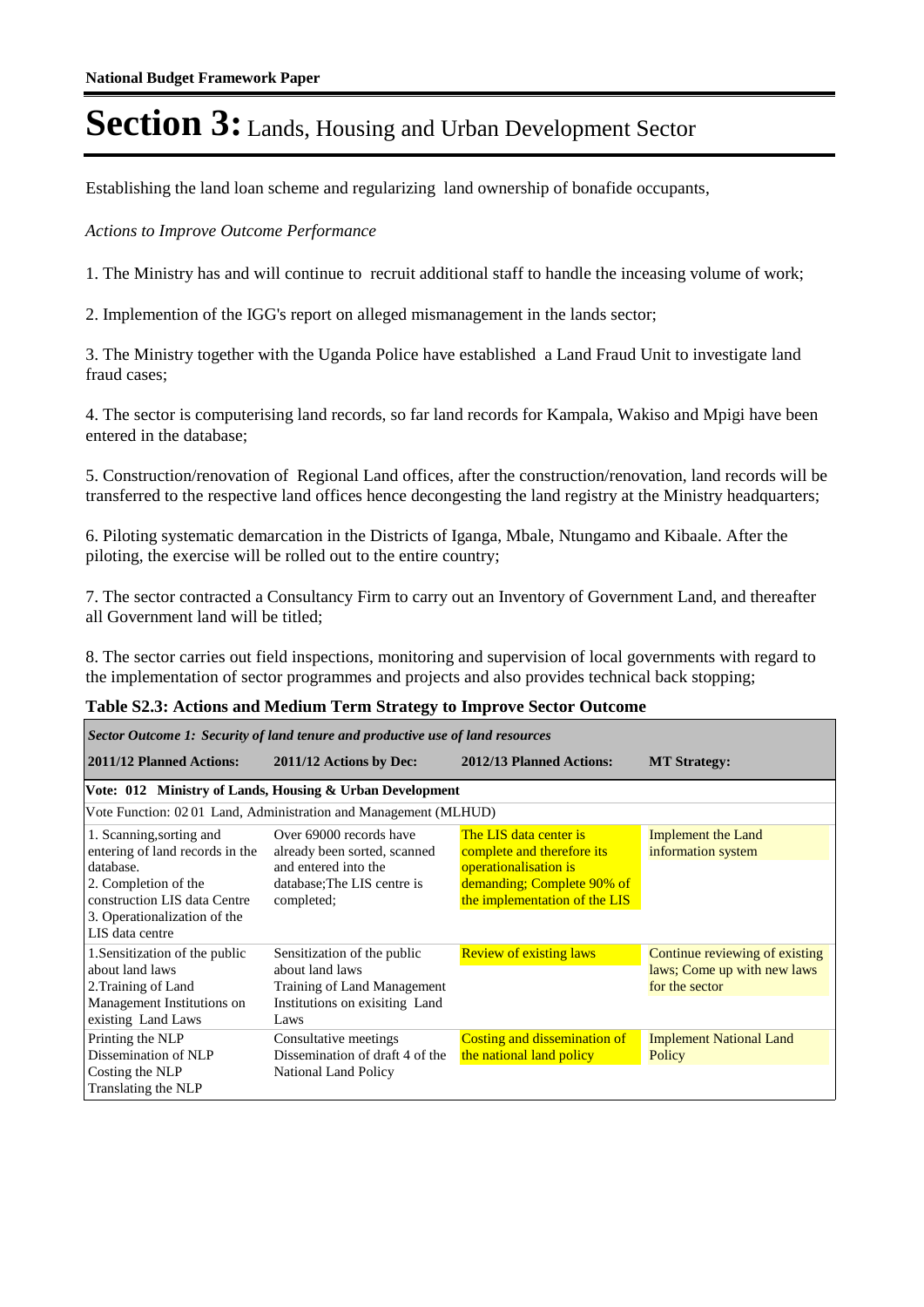Establishing the land loan scheme and regularizing  land ownership of bonafide occupants,

*Actions to Improve Outcome Performance*

1. The Ministry has and will continue to  recruit additional staff to handle the inceasing volume of work;

2. Implemention of the IGG's report on alleged mismanagement in the lands sector;

3. The Ministry together with the Uganda Police have established  a Land Fraud Unit to investigate land fraud cases;

4. The sector is computerising land records, so far land records for Kampala, Wakiso and Mpigi have been entered in the database;

5. Construction/renovation of  Regional Land offices, after the construction/renovation, land records will be transferred to the respective land offices hence decongesting the land registry at the Ministry headquarters;

6. Piloting systematic demarcation in the Districts of Iganga, Mbale, Ntungamo and Kibaale. After the piloting, the exercise will be rolled out to the entire country;

7. The sector contracted a Consultancy Firm to carry out an Inventory of Government Land, and thereafter all Government land will be titled;

8. The sector carries out field inspections, monitoring and supervision of local governments with regard to the implementation of sector programmes and projects and also provides technical back stopping;

**Table S2.3: Actions and Medium Term Strategy to Improve Sector Outcome**

| *Sector Outcome 1: Security of land tenure and productive use of land resources* | | | |
|---|---|---|---|
| **2011/12 Planned Actions:** | **2011/12 Actions by Dec:** | **2012/13 Planned Actions:** | **MT Strategy:** |
| **Vote: 012 Ministry of Lands, Housing & Urban Development** | | | |
| Vote Function: 02 01 Land, Administration and Management (MLHUD) | | | |
| 1. Scanning,sorting and entering of land records in the database.<br>2. Completion of the construction LIS data Centre<br>3. Operationalization of the LIS data centre | Over 69000 records have already been sorted, scanned and entered into the database;The LIS centre is completed; | The LIS data center is complete and therefore its operationalisation is demanding; Complete 90% of the implementation of the LIS | Implement the Land information system |
| 1.Sensitization of the public about land laws<br>2.Training of Land Management Institutions on existing Land Laws | Sensitization of the public about land laws<br>Training of Land Management Institutions on exisiting Land Laws | Review of existing laws | Continue reviewing of existing laws; Come up with new laws for the sector |
| Printing the NLP<br>Dissemination of NLP<br>Costing the NLP<br>Translating the NLP | Consultative meetings<br>Dissemination of draft 4 of the National Land Policy | Costing and dissemination of the national land policy | Implement National Land Policy |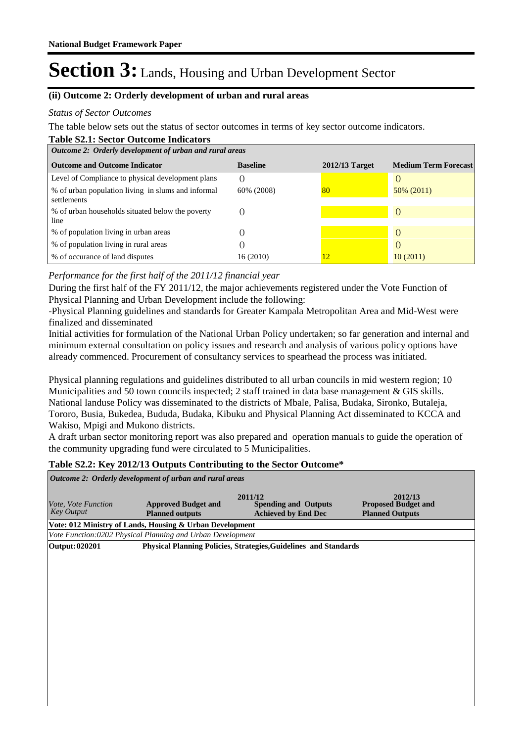# Section 3: Lands, Housing and Urban Development Sector

### (ii) Outcome 2: Orderly development of urban and rural areas

*Status of Sector Outcomes*

The table below sets out the status of sector outcomes in terms of key sector outcome indicators.

**Table S2.1: Sector Outcome Indicators**

| *Outcome 2: Orderly development of urban and rural areas* | | | |
|---|---|---|---|
| **Outcome and Outcome Indicator** | **Baseline** | **2012/13 Target** | **Medium Term Forecast** |
| Level of Compliance to physical development plans | () | | () |
| % of urban population living in slums and informal settlements | 60% (2008) | 80 | 50% (2011) |
| % of urban households situated below the poverty line | () | | () |
| % of population living in urban areas | () | | () |
| % of population living in rural areas | () | | () |
| % of occurance of land disputes | 16 (2010) | 12 | 10 (2011) |

*Performance for the first half of the 2011/12 financial year*

During the first half of the FY 2011/12, the major achievements registered under the Vote Function of Physical Planning and Urban Development include the following:

-Physical Planning guidelines and standards for Greater Kampala Metropolitan Area and Mid-West were finalized and disseminated

Initial activities for formulation of the National Urban Policy undertaken; so far generation and internal and minimum external consultation on policy issues and research and analysis of various policy options have already commenced. Procurement of consultancy services to spearhead the process was initiated.

Physical planning regulations and guidelines distributed to all urban councils in mid western region; 10 Municipalities and 50 town councils inspected; 2 staff trained in data base management & GIS skills. National landuse Policy was disseminated to the districts of Mbale, Palisa, Budaka, Sironko, Butaleja, Tororo, Busia, Bukedea, Bududa, Budaka, Kibuku and Physical Planning Act disseminated to KCCA and Wakiso, Mpigi and Mukono districts.

A draft urban sector monitoring report was also prepared and operation manuals to guide the operation of the community upgrading fund were circulated to 5 Municipalities.

**Table S2.2: Key 2012/13 Outputs Contributing to the Sector Outcome***

| *Outcome 2: Orderly development of urban and rural areas* | | | |
|---|---|---|---|
| *Vote, Vote Function Key Output* | **Approved Budget and Planned outputs** (2011/12) | **Spending and Outputs Achieved by End Dec** (2011/12) | **2012/13 Proposed Budget and Planned Outputs** |
| **Vote: 012 Ministry of Lands, Housing & Urban Development** | | | |
| *Vote Function:0202 Physical Planning and Urban Development* | | | |
| **Output: 020201** | **Physical Planning Policies, Strategies,Guidelines and Standards** | | |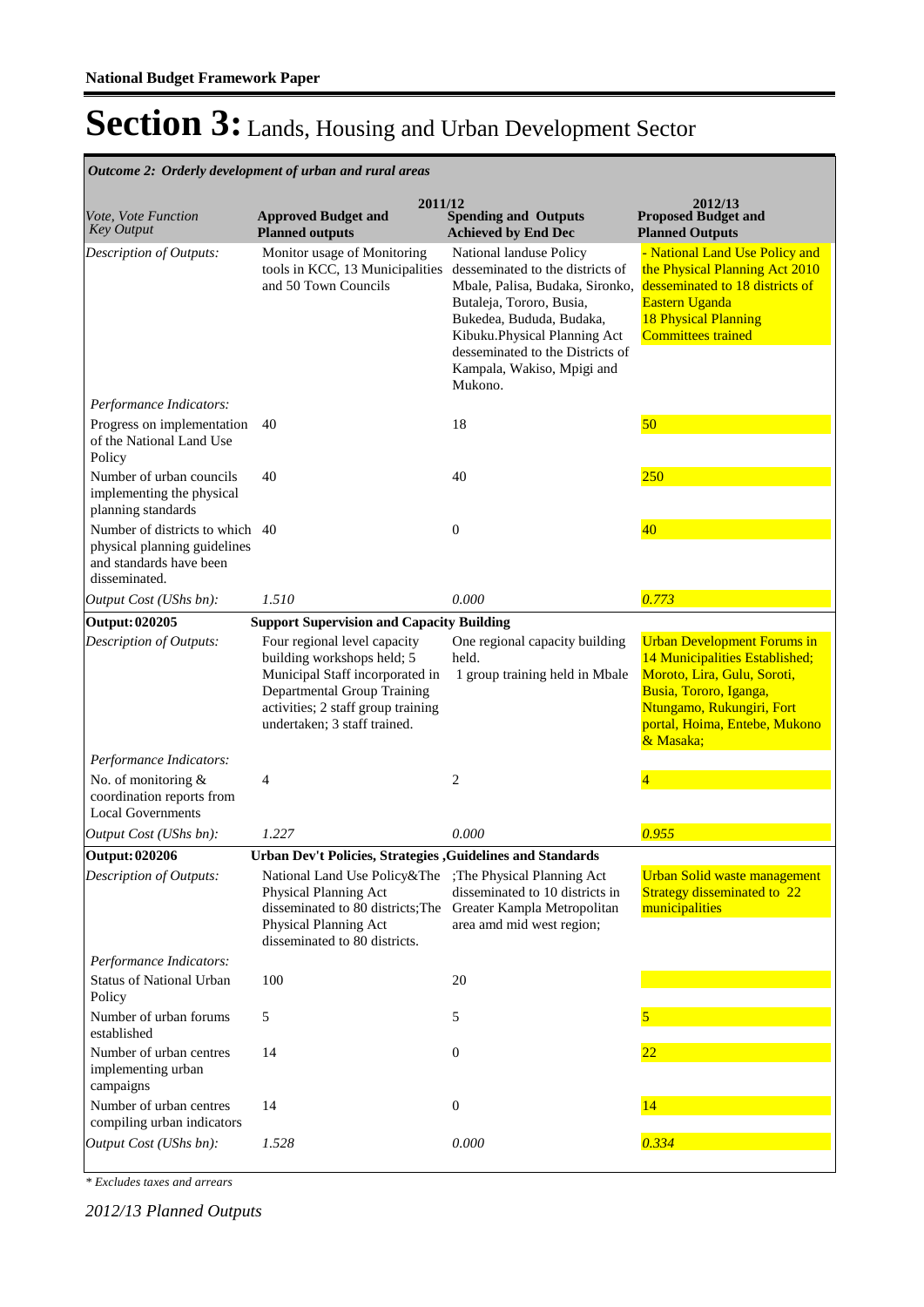# Section 3: Lands, Housing and Urban Development Sector

*Outcome 2: Orderly development of urban and rural areas*

| *Vote, Vote Function Key Output* | 2011/12 **Approved Budget and Planned outputs** | **Spending and Outputs Achieved by End Dec** | 2012/13 **Proposed Budget and Planned Outputs** |
|---|---|---|---|
| *Description of Outputs:* | Monitor usage of Monitoring tools in KCC, 13 Municipalities and 50 Town Councils | National landuse Policy dessementated to the districts of Mbale, Palisa, Budaka, Sironko, Butaleja, Tororo, Busia, Bukedea, Bududa, Budaka, Kibuku.Physical Planning Act dessementated to the Districts of Kampala, Wakiso, Mpigi and Mukono. | - National Land Use Policy and the Physical Planning Act 2010 dessementated to 18 districts of Eastern Uganda 18 Physical Planning Committees trained |
| *Performance Indicators:* | | | |
| Progress on implementation of the National Land Use Policy | 40 | 18 | 50 |
| Number of urban councils implementing the physical planning standards | 40 | 40 | 250 |
| Number of districts to which physical planning guidelines and standards have been disseminated. | 40 | 0 | 40 |
| *Output Cost (UShs bn):* | *1.510* | *0.000* | *0.773* |
| **Output: 020205** | **Support Supervision and Capacity Building** | | |
| *Description of Outputs:* | Four regional level capacity building workshops held; 5 Municipal Staff incorporated in Departmental Group Training activities; 2 staff group training undertaken; 3 staff trained. | One regional capacity building held. 1 group training held in Mbale | Urban Development Forums in 14 Municipalities Established; Moroto, Lira, Gulu, Soroti, Busia, Tororo, Iganga, Ntungamo, Rukungiri, Fort portal, Hoima, Entebe, Mukono & Masaka; |
| *Performance Indicators:* | | | |
| No. of monitoring & coordination reports from Local Governments | 4 | 2 | 4 |
| *Output Cost (UShs bn):* | *1.227* | *0.000* | *0.955* |
| **Output: 020206** | **Urban Dev't Policies, Strategies ,Guidelines and Standards** | | |
| *Description of Outputs:* | National Land Use Policy&The Physical Planning Act disseminated to 80 districts;The Physical Planning Act disseminated to 80 districts. | ;The Physical Planning Act disseminated to 10 districts in Greater Kampla Metropolitan area amd mid west region; | Urban Solid waste management Strategy disseminated to 22 municipalities |
| *Performance Indicators:* | | | |
| Status of National Urban Policy | 100 | 20 | |
| Number of urban forums established | 5 | 5 | 5 |
| Number of urban centres implementing urban campaigns | 14 | 0 | 22 |
| Number of urban centres compiling urban indicators | 14 | 0 | 14 |
| *Output Cost (UShs bn):* | *1.528* | *0.000* | *0.334* |

*\* Excludes taxes and arrears*

*2012/13 Planned Outputs*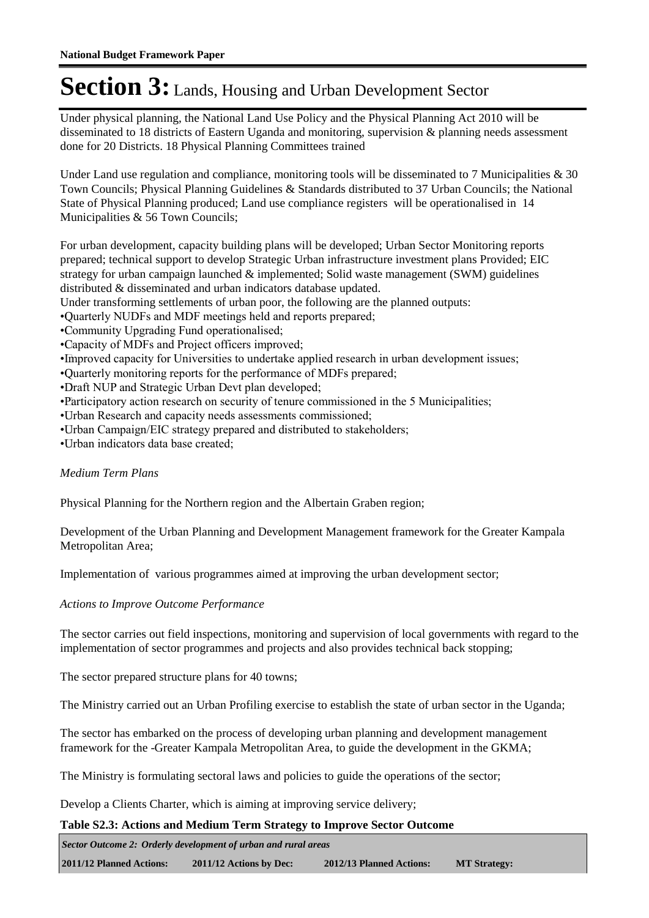# Section 3: Lands, Housing and Urban Development Sector

Under physical planning, the National Land Use Policy and the Physical Planning Act 2010 will be disseminated to 18 districts of Eastern Uganda and monitoring, supervision & planning needs assessment done for 20 Districts. 18 Physical Planning Committees trained

Under Land use regulation and compliance, monitoring tools will be disseminated to 7 Municipalities & 30 Town Councils; Physical Planning Guidelines & Standards distributed to 37 Urban Councils; the National State of Physical Planning produced; Land use compliance registers will be operationalised in 14 Municipalities & 56 Town Councils;

For urban development, capacity building plans will be developed; Urban Sector Monitoring reports prepared; technical support to develop Strategic Urban infrastructure investment plans Provided; EIC strategy for urban campaign launched & implemented; Solid waste management (SWM) guidelines distributed & disseminated and urban indicators database updated.
Under transforming settlements of urban poor, the following are the planned outputs:

- Quarterly NUDFs and MDF meetings held and reports prepared;
- Community Upgrading Fund operationalised;
- Capacity of MDFs and Project officers improved;
- Improved capacity for Universities to undertake applied research in urban development issues;
- Quarterly monitoring reports for the performance of MDFs prepared;
- Draft NUP and Strategic Urban Devt plan developed;
- Participatory action research on security of tenure commissioned in the 5 Municipalities;
- Urban Research and capacity needs assessments commissioned;
- Urban Campaign/EIC strategy prepared and distributed to stakeholders;
- Urban indicators data base created;

*Medium Term Plans*

Physical Planning for the Northern region and the Albertain Graben region;

Development of the Urban Planning and Development Management framework for the Greater Kampala Metropolitan Area;

Implementation of various programmes aimed at improving the urban development sector;

*Actions to Improve Outcome Performance*

The sector carries out field inspections, monitoring and supervision of local governments with regard to the implementation of sector programmes and projects and also provides technical back stopping;

The sector prepared structure plans for 40 towns;

The Ministry carried out an Urban Profiling exercise to establish the state of urban sector in the Uganda;

The sector has embarked on the process of developing urban planning and development management framework for the -Greater Kampala Metropolitan Area, to guide the development in the GKMA;

The Ministry is formulating sectoral laws and policies to guide the operations of the sector;

Develop a Clients Charter, which is aiming at improving service delivery;

**Table S2.3: Actions and Medium Term Strategy to Improve Sector Outcome**

| *Sector Outcome 2: Orderly development of urban and rural areas* | | | |
|---|---|---|---|
| **2011/12 Planned Actions:** | **2011/12 Actions by Dec:** | **2012/13 Planned Actions:** | **MT Strategy:** |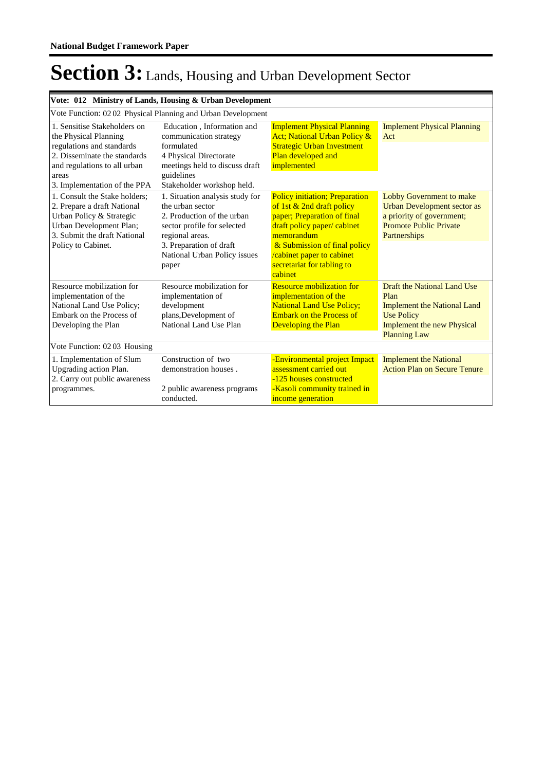**National Budget Framework Paper**

# Section 3: Lands, Housing and Urban Development Sector

| **Vote: 012 Ministry of Lands, Housing & Urban Development** | | | |
|---|---|---|---|
| Vote Function: 02 02 Physical Planning and Urban Development | | | |
| 1. Sensitise Stakeholders on the Physical Planning regulations and standards<br>2. Disseminate the standards and regulations to all urban areas<br>3. Implementation of the PPA | Education , Information and communication strategy formulated<br>4 Physical Directorate meetings held to discuss draft guidelines<br>Stakeholder workshop held. | Implement Physical Planning Act; National Urban Policy & Strategic Urban Investment Plan developed and implemented | Implement Physical Planning Act |
| 1. Consult the Stake holders;<br>2. Prepare a draft National Urban Policy & Strategic Urban Development Plan;<br>3. Submit the draft National Policy to Cabinet. | 1. Situation analysis study for the urban sector<br>2. Production of the urban sector profile for selected regional areas.<br>3. Preparation of draft National Urban Policy issues paper | Policy initiation; Preparation of 1st & 2nd draft policy paper; Preparation of final draft policy paper/ cabinet memorandum<br>& Submission of final policy /cabinet paper to cabinet secretariat for tabling to cabinet | Lobby Government to make Urban Development sector as a priority of government; Promote Public Private Partnerships |
| Resource mobilization for implementation of the National Land Use Policy; Embark on the Process of Developing the Plan | Resource mobilization for implementation of development plans,Development of National Land Use Plan | Resource mobilization for implementation of the National Land Use Policy; Embark on the Process of Developing the Plan | Draft the National Land Use Plan<br>Implement the National Land Use Policy<br>Implement the new Physical Planning Law |
| Vote Function: 02 03 Housing | | | |
| 1. Implementation of Slum Upgrading action Plan.<br>2. Carry out public awareness programmes. | Construction of two demonstration houses .<br><br>2 public awareness programs conducted. | -Environmental project Impact assessment carried out<br>-125 houses constructed<br>-Kasoli community trained in income generation | Implement the National Action Plan on Secure Tenure |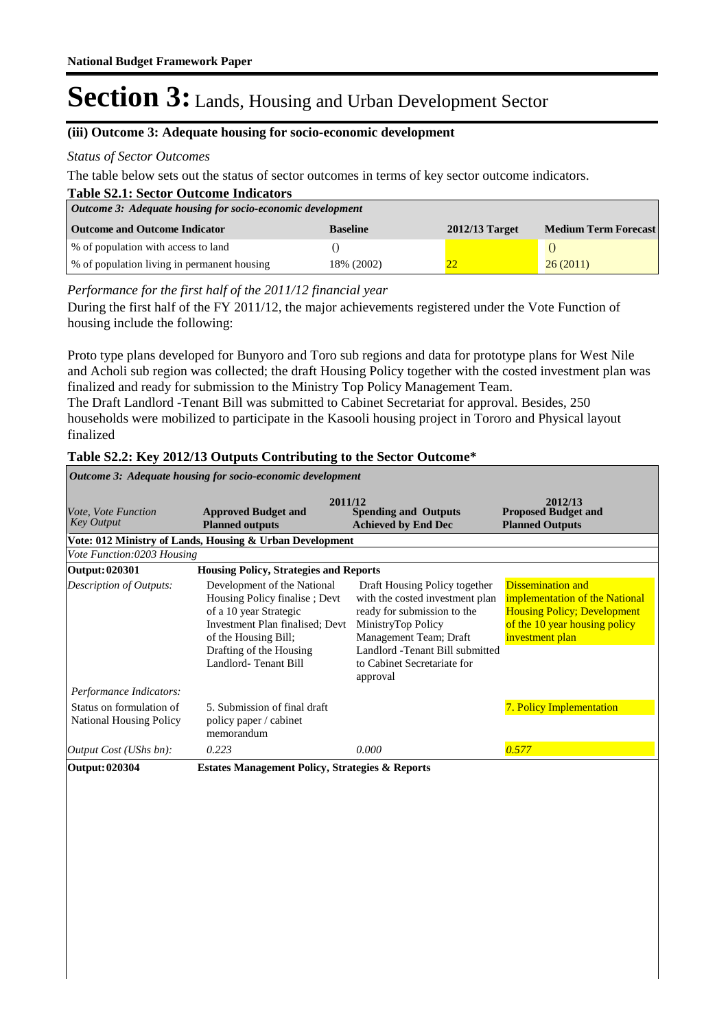# Section 3: Lands, Housing and Urban Development Sector

### (iii) Outcome 3: Adequate housing for socio-economic development

*Status of Sector Outcomes*

The table below sets out the status of sector outcomes in terms of key sector outcome indicators.

**Table S2.1: Sector Outcome Indicators**

| *Outcome 3: Adequate housing for socio-economic development* | | | |
|---|---|---|---|
| **Outcome and Outcome Indicator** | **Baseline** | **2012/13 Target** | **Medium Term Forecast** |
| % of population with access to land | () | | () |
| % of population living in permanent housing | 18% (2002) | 22 | 26 (2011) |

*Performance for the first half of the 2011/12 financial year*

During the first half of the FY 2011/12, the major achievements registered under the Vote Function of housing include the following:

Proto type plans developed for Bunyoro and Toro sub regions and data for prototype plans for West Nile and Acholi sub region was collected; the draft Housing Policy together with the costed investment plan was finalized and ready for submission to the Ministry Top Policy Management Team.
The Draft Landlord -Tenant Bill was submitted to Cabinet Secretariat for approval. Besides, 250 households were mobilized to participate in the Kasooli housing project in Tororo and Physical layout finalized

**Table S2.2: Key 2012/13 Outputs Contributing to the Sector Outcome***

| *Outcome 3: Adequate housing for socio-economic development* | | | |
|---|---|---|---|
| | **2011/12** | | **2012/13** |
| *Vote, Vote Function Key Output* | **Approved Budget and Planned outputs** | **Spending and Outputs Achieved by End Dec** | **Proposed Budget and Planned Outputs** |
| **Vote: 012 Ministry of Lands, Housing & Urban Development** | | | |
| *Vote Function:0203 Housing* | | | |
| **Output: 020301** | **Housing Policy, Strategies and Reports** | | |
| *Description of Outputs:* | Development of the National Housing Policy finalize ; Devt of a 10 year Strategic Investment Plan finalised; Devt of the Housing Bill; Drafting of the Housing Landlord- Tenant Bill | Draft Housing Policy together with the costed investment plan ready for submission to the MinistryTop Policy Management Team; Draft Landlord -Tenant Bill submitted to Cabinet Secretariat for approval | Dissemination and implementation of the National Housing Policy; Development of the 10 year housing policy investment plan |
| *Performance Indicators:* | | | |
| Status on formulation of National Housing Policy | 5. Submission of final draft policy paper / cabinet memorandum | | 7. Policy Implementation |
| *Output Cost (UShs bn):* | *0.223* | *0.000* | *0.577* |
| **Output: 020304** | **Estates Management Policy, Strategies & Reports** | | |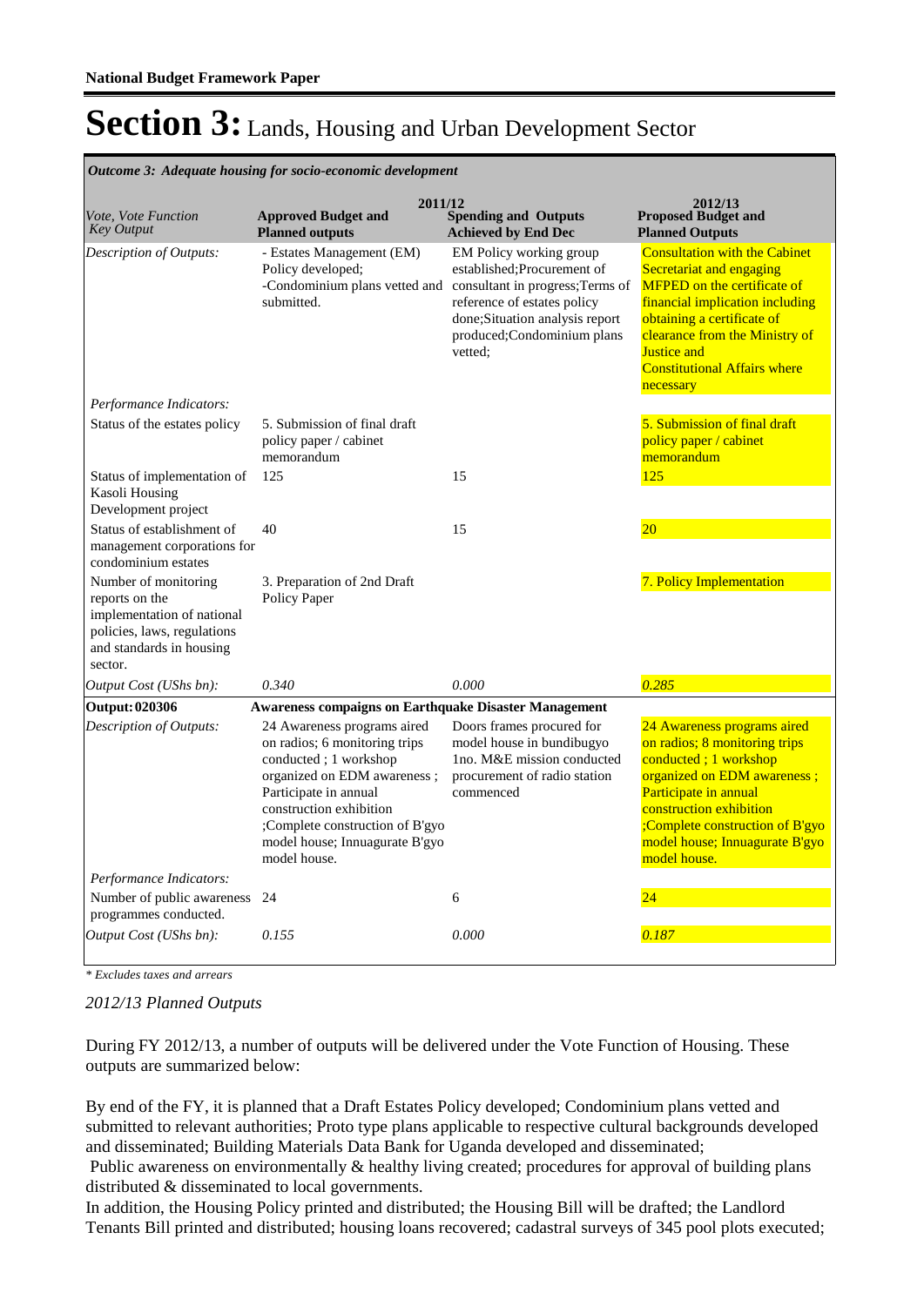**National Budget Framework Paper**

# Section 3: Lands, Housing and Urban Development Sector

*Outcome 3: Adequate housing for socio-economic development*

| *Vote, Vote Function Key Output* | 2011/12 **Approved Budget and Planned outputs** | **Spending and Outputs Achieved by End Dec** | 2012/13 **Proposed Budget and Planned Outputs** |
|---|---|---|---|
| *Description of Outputs:* | - Estates Management (EM) Policy developed; -Condominium plans vetted and submitted. | EM Policy working group established;Procurement of consultant in progress;Terms of reference of estates policy done;Situation analysis report produced;Condominium plans vetted; | Consultation with the Cabinet Secretariat and engaging MFPED on the certificate of financial implication including obtaining a certificate of clearance from the Ministry of Justice and Constitutional Affairs where necessary |
| *Performance Indicators:* | | | |
| Status of the estates policy | 5. Submission of final draft policy paper / cabinet memorandum | | 5. Submission of final draft policy paper / cabinet memorandum |
| Status of implementation of Kasoli Housing Development project | 125 | 15 | 125 |
| Status of establishment of management corporations for condominium estates | 40 | 15 | 20 |
| Number of monitoring reports on the implementation of national policies, laws, regulations and standards in housing sector. | 3. Preparation of 2nd Draft Policy Paper | | 7. Policy Implementation |
| *Output Cost (UShs bn):* | *0.340* | *0.000* | *0.285* |
| **Output: 020306** | **Awareness compaigns on Earthquake Disaster Management** | | |
| *Description of Outputs:* | 24 Awareness programs aired on radios; 6 monitoring trips conducted ; 1 workshop organized on EDM awareness ; Participate in annual construction exhibition ;Complete construction of B'gyo model house; Innaugurate B'gyo model house. | Doors frames procured for model house in bundibugyo 1no. M&E mission conducted procurement of radio station commenced | 24 Awareness programs aired on radios; 8 monitoring trips conducted ; 1 workshop organized on EDM awareness ; Participate in annual construction exhibition ;Complete construction of B'gyo model house; Innaugurate B'gyo model house. |
| *Performance Indicators:* | | | |
| Number of public awareness programmes conducted. | 24 | 6 | 24 |
| *Output Cost (UShs bn):* | *0.155* | *0.000* | *0.187* |

*\* Excludes taxes and arrears*

*2012/13 Planned Outputs*

During FY 2012/13, a number of outputs will be delivered under the Vote Function of Housing. These outputs are summarized below:

By end of the FY, it is planned that a Draft Estates Policy developed; Condominium plans vetted and submitted to relevant authorities; Proto type plans applicable to respective cultural backgrounds developed and disseminated; Building Materials Data Bank for Uganda developed and disseminated;
 Public awareness on environmentally & healthy living created; procedures for approval of building plans distributed & disseminated to local governments.
In addition, the Housing Policy printed and distributed; the Housing Bill will be drafted; the Landlord Tenants Bill printed and distributed; housing loans recovered; cadastral surveys of 345 pool plots executed;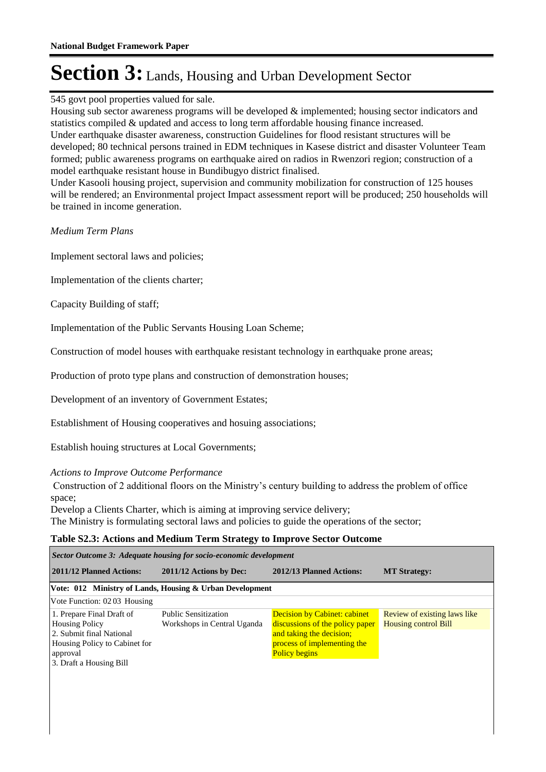# Section 3: Lands, Housing and Urban Development Sector

545 govt pool properties valued for sale.
Housing sub sector awareness programs will be developed & implemented; housing sector indicators and statistics compiled & updated and access to long term affordable housing finance increased.
Under earthquake disaster awareness, construction Guidelines for flood resistant structures will be developed; 80 technical persons trained in EDM techniques in Kasese district and disaster Volunteer Team formed; public awareness programs on earthquake aired on radios in Rwenzori region; construction of a model earthquake resistant house in Bundibugyo district finalised.
Under Kasooli housing project, supervision and community mobilization for construction of 125 houses will be rendered; an Environmental project Impact assessment report will be produced; 250 households will be trained in income generation.

*Medium Term Plans*

Implement sectoral laws and policies;

Implementation of the clients charter;

Capacity Building of staff;

Implementation of the Public Servants Housing Loan Scheme;

Construction of model houses with earthquake resistant technology in earthquake prone areas;

Production of proto type plans and construction of demonstration houses;

Development of an inventory of Government Estates;

Establishment of Housing cooperatives and hosuing associations;

Establish houing structures at Local Governments;

*Actions to Improve Outcome Performance*

Construction of 2 additional floors on the Ministry's century building to address the problem of office space;
Develop a Clients Charter, which is aiming at improving service delivery;
The Ministry is formulating sectoral laws and policies to guide the operations of the sector;

**Table S2.3: Actions and Medium Term Strategy to Improve Sector Outcome**

| *Sector Outcome 3: Adequate housing for socio-economic development* | | | |
|---|---|---|---|
| **2011/12 Planned Actions:** | **2011/12 Actions by Dec:** | **2012/13 Planned Actions:** | **MT Strategy:** |
| **Vote: 012 Ministry of Lands, Housing & Urban Development** | | | |
| Vote Function: 02 03 Housing | | | |
| 1. Prepare Final Draft of Housing Policy<br>2. Submit final National Housing Policy to Cabinet for approval<br>3. Draft a Housing Bill | Public Sensitization Workshops in Central Uganda | Decision by Cabinet: cabinet discussions of the policy paper and taking the decision; process of implementing the Policy begins | Review of existing laws like Housing control Bill |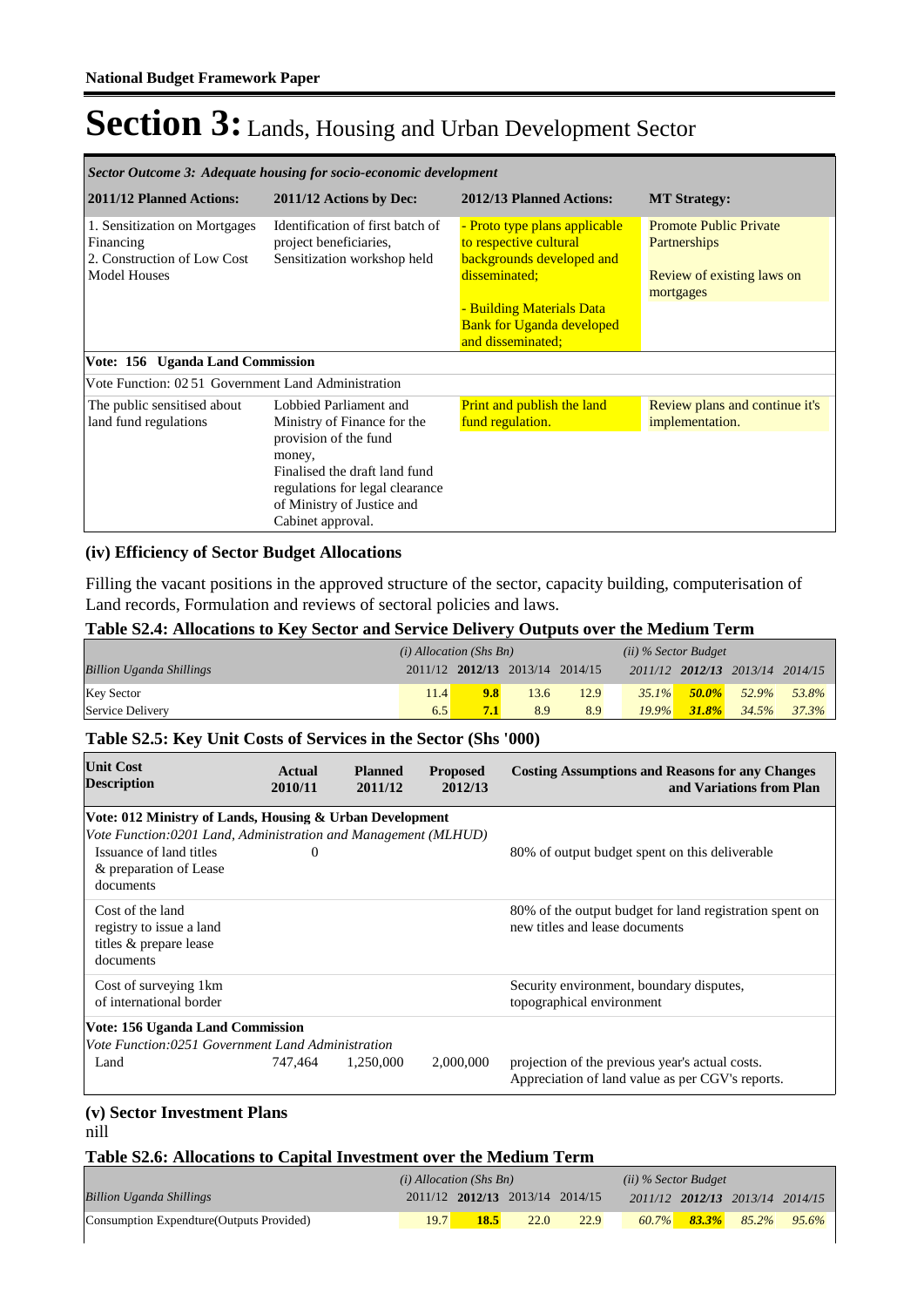# Section 3: Lands, Housing and Urban Development Sector

| *Sector Outcome 3: Adequate housing for socio-economic development* | | | |
|---|---|---|---|
| **2011/12 Planned Actions:** | **2011/12 Actions by Dec:** | **2012/13 Planned Actions:** | **MT Strategy:** |
| 1. Sensitization on Mortgages Financing<br>2. Construction of Low Cost Model Houses | Identification of first batch of project beneficiaries, Sensitization workshop held | - Proto type plans applicable to respective cultural backgrounds developed and disseminated;<br>- Building Materials Data Bank for Uganda developed and disseminated; | Promote Public Private Partnerships<br>Review of existing laws on mortgages |
| **Vote: 156 Uganda Land Commission** | | | |
| Vote Function: 02 51 Government Land Administration | | | |
| The public sensitised about land fund regulations | Lobbied Parliament and Ministry of Finance for the provision of the fund money,<br>Finalised the draft land fund regulations for legal clearance of Ministry of Justice and Cabinet approval. | Print and publish the land fund regulation. | Review plans and continue it's implementation. |

### (iv) Efficiency of Sector Budget Allocations

Filling the vacant positions in the approved structure of the sector, capacity building, computerisation of Land records, Formulation and reviews of sectoral policies and laws.

### Table S2.4: Allocations to Key Sector and Service Delivery Outputs over the Medium Term

| | *(i) Allocation (Shs Bn)* | | | | *(ii) % Sector Budget* | | | |
|---|---|---|---|---|---|---|---|---|
| *Billion Uganda Shillings* | 2011/12 | **2012/13** | 2013/14 | 2014/15 | *2011/12* | ***2012/13*** | *2013/14* | *2014/15* |
| Key Sector | 11.4 | **9.8** | 13.6 | 12.9 | *35.1%* | ***50.0%*** | *52.9%* | *53.8%* |
| Service Delivery | 6.5 | **7.1** | 8.9 | 8.9 | *19.9%* | ***31.8%*** | *34.5%* | *37.3%* |

### Table S2.5: Key Unit Costs of Services in the Sector (Shs '000)

| Unit Cost Description | Actual 2010/11 | Planned 2011/12 | Proposed 2012/13 | Costing Assumptions and Reasons for any Changes and Variations from Plan |
|---|---|---|---|---|
| **Vote: 012 Ministry of Lands, Housing & Urban Development** | | | | |
| *Vote Function:0201 Land, Administration and Management (MLHUD)* | | | | |
| Issuance of land titles & preparation of Lease documents | 0 | | | 80% of output budget spent on this deliverable |
| Cost of the land registry to issue a land titles & prepare lease documents | | | | 80% of the output budget for land registration spent on new titles and lease documents |
| Cost of surveying 1km of international border | | | | Security environment, boundary disputes, topographical environment |
| **Vote: 156 Uganda Land Commission** | | | | |
| *Vote Function:0251 Government Land Administration* | | | | |
| Land | 747,464 | 1,250,000 | 2,000,000 | projection of the previous year's actual costs. Appreciation of land value as per CGV's reports. |

### (v) Sector Investment Plans

nill

### Table S2.6: Allocations to Capital Investment over the Medium Term

| | *(i) Allocation (Shs Bn)* | | | | *(ii) % Sector Budget* | | | |
|---|---|---|---|---|---|---|---|---|
| *Billion Uganda Shillings* | 2011/12 | **2012/13** | 2013/14 | 2014/15 | *2011/12* | ***2012/13*** | *2013/14* | *2014/15* |
| Consumption Expendture(Outputs Provided) | 19.7 | **18.5** | 22.0 | 22.9 | *60.7%* | ***83.3%*** | *85.2%* | *95.6%* |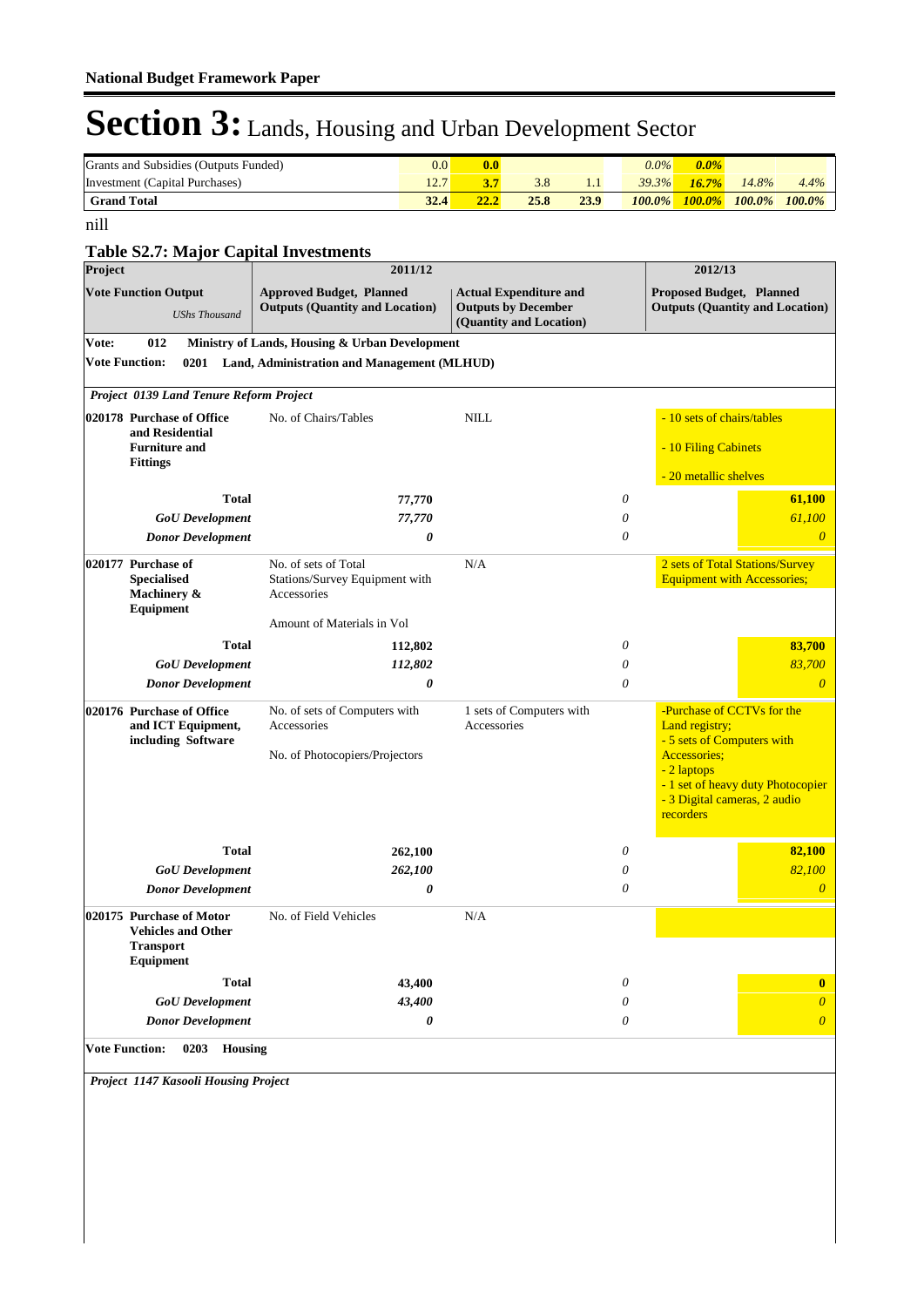**National Budget Framework Paper**

# Section 3: Lands, Housing and Urban Development Sector

| | | | | | | | | |
|---|---|---|---|---|---|---|---|---|
| Grants and Subsidies (Outputs Funded) | 0.0 | 0.0 | | | 0.0% | 0.0% | | |
| Investment (Capital Purchases) | 12.7 | 3.7 | 3.8 | 1.1 | 39.3% | 16.7% | 14.8% | 4.4% |
| **Grand Total** | **32.4** | **22.2** | **25.8** | **23.9** | ***100.0%*** | ***100.0%*** | ***100.0%*** | ***100.0%*** |

nill

### Table S2.7: Major Capital Investments

| Project | 2011/12 | | | 2012/13 | |
|---|---|---|---|---|---|
| **Vote Function Output** *UShs Thousand* | **Approved Budget, Planned Outputs (Quantity and Location)** | | **Actual Expenditure and Outputs by December (Quantity and Location)** | **Proposed Budget, Planned Outputs (Quantity and Location)** | |
| **Vote: 012 Ministry of Lands, Housing & Urban Development** | | | | | |
| **Vote Function: 0201 Land, Administration and Management (MLHUD)** | | | | | |
| ***Project 0139 Land Tenure Reform Project*** | | | | | |
| **020178 Purchase of Office and Residential Furniture and Fittings** | No. of Chairs/Tables | | NILL | - 10 sets of chairs/tables<br>- 10 Filing Cabinets<br>- 20 metallic shelves | |
| **Total** | | **77,770** | *0* | | **61,100** |
| ***GoU Development*** | | ***77,770*** | *0* | | *61,100* |
| ***Donor Development*** | | ***0*** | *0* | | ***0*** |
| **020177 Purchase of Specialised Machinery & Equipment** | No. of sets of Total Stations/Survey Equipment with Accessories<br><br>Amount of Materials in Vol | | N/A | 2 sets of Total Stations/Survey Equipment with Accessories; | |
| **Total** | | **112,802** | *0* | | **83,700** |
| ***GoU Development*** | | ***112,802*** | *0* | | *83,700* |
| ***Donor Development*** | | ***0*** | *0* | | ***0*** |
| **020176 Purchase of Office and ICT Equipment, including Software** | No. of sets of Computers with Accessories<br><br>No. of Photocopiers/Projectors | | 1 sets of Computers with Accessories | -Purchase of CCTVs for the Land registry;<br>- 5 sets of Computers with Accessories;<br>- 2 laptops<br>- 1 set of heavy duty Photocopier<br>- 3 Digital cameras, 2 audio recorders | |
| **Total** | | **262,100** | *0* | | **82,100** |
| ***GoU Development*** | | ***262,100*** | *0* | | *82,100* |
| ***Donor Development*** | | ***0*** | *0* | | ***0*** |
| **020175 Purchase of Motor Vehicles and Other Transport Equipment** | No. of Field Vehicles | | N/A | | |
| **Total** | | **43,400** | *0* | | **0** |
| ***GoU Development*** | | ***43,400*** | *0* | | *0* |
| ***Donor Development*** | | ***0*** | *0* | | ***0*** |
| **Vote Function: 0203 Housing** | | | | | |
| ***Project 1147 Kasooli Housing Project*** | | | | | |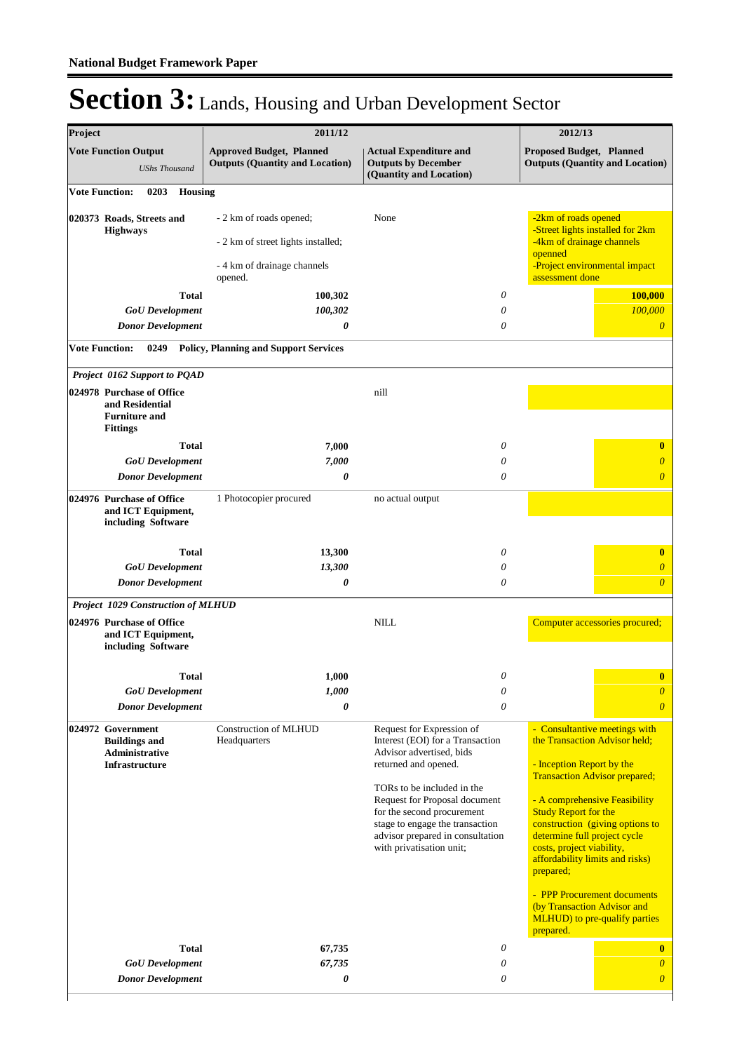**National Budget Framework Paper**

# Section 3: Lands, Housing and Urban Development Sector

| Project | 2011/12 | | 2012/13 |
|---|---|---|---|
| **Vote Function Output** *UShs Thousand* | **Approved Budget, Planned Outputs (Quantity and Location)** | **Actual Expenditure and Outputs by December (Quantity and Location)** | **Proposed Budget, Planned Outputs (Quantity and Location)** |
| **Vote Function: 0203 Housing** | | | |
| **020373 Roads, Streets and Highways** | - 2 km of roads opened;<br><br>- 2 km of street lights installed;<br><br>- 4 km of drainage channels opened. | None | -2km of roads opened<br>-Street lights installed for 2km<br>-4km of drainage channels openned<br>-Project environmental impact assessment done |
| **Total** | **100,302** | *0* | **100,000** |
| ***GoU Development*** | ***100,302*** | *0* | *100,000* |
| ***Donor Development*** | ***0*** | *0* | *0* |
| **Vote Function: 0249 Policy, Planning and Support Services** | | | |
| ***Project 0162 Support to PQAD*** | | | |
| **024978 Purchase of Office and Residential Furniture and Fittings** | | nill | |
| **Total** | **7,000** | *0* | **0** |
| ***GoU Development*** | ***7,000*** | *0* | *0* |
| ***Donor Development*** | ***0*** | *0* | *0* |
| **024976 Purchase of Office and ICT Equipment, including Software** | 1 Photocopier procured | no actual output | |
| **Total** | **13,300** | *0* | **0** |
| ***GoU Development*** | ***13,300*** | *0* | *0* |
| ***Donor Development*** | ***0*** | *0* | *0* |
| ***Project 1029 Construction of MLHUD*** | | | |
| **024976 Purchase of Office and ICT Equipment, including Software** | | NILL | Computer accessories procured; |
| **Total** | **1,000** | *0* | **0** |
| ***GoU Development*** | ***1,000*** | *0* | *0* |
| ***Donor Development*** | ***0*** | *0* | *0* |
| **024972 Government Buildings and Administrative Infrastructure** | Construction of MLHUD Headquarters | Request for Expression of Interest (EOI) for a Transaction Advisor advertised, bids returned and opened.<br><br>TORs to be included in the Request for Proposal document for the second procurement stage to engage the transaction advisor prepared in consultation with privatisation unit; | - Consultantive meetings with the Transaction Advisor held;<br><br>- Inception Report by the Transaction Advisor prepared;<br><br>- A comprehensive Feasibility Study Report for the construction (giving options to determine full project cycle costs, project viability, affordability limits and risks) prepared;<br><br>- PPP Procurement documents (by Transaction Advisor and MLHUD) to pre-qualify parties prepared. |
| **Total** | **67,735** | *0* | **0** |
| ***GoU Development*** | ***67,735*** | *0* | *0* |
| ***Donor Development*** | ***0*** | *0* | *0* |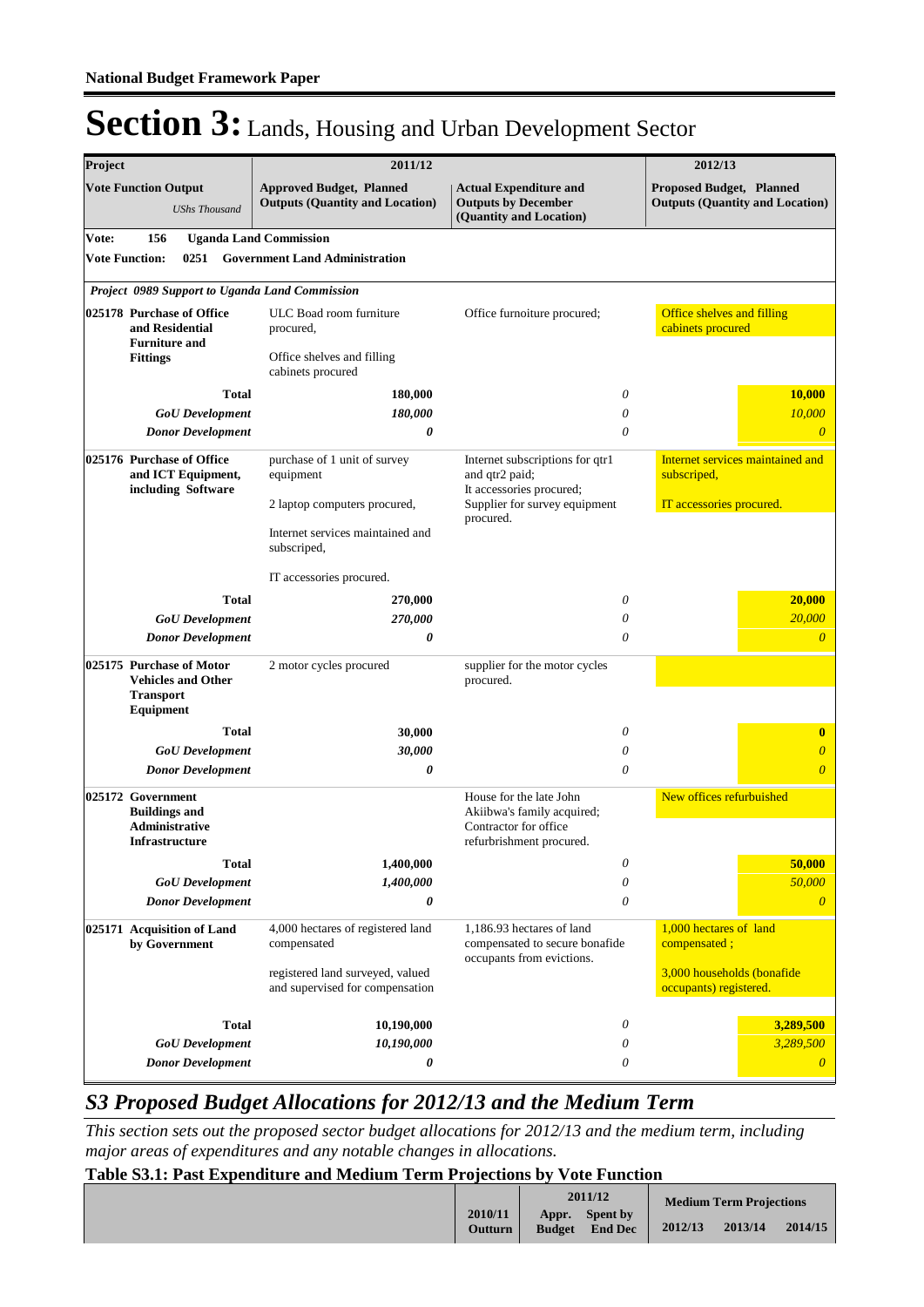**National Budget Framework Paper**

# Section 3: Lands, Housing and Urban Development Sector

| Project | 2011/12 | | 2012/13 | |
|---|---|---|---|---|
| **Vote Function Output** *UShs Thousand* | **Approved Budget, Planned Outputs (Quantity and Location)** | **Actual Expenditure and Outputs by December (Quantity and Location)** | **Proposed Budget, Planned Outputs (Quantity and Location)** | |
| **Vote: 156 Uganda Land Commission** | | | | |
| **Vote Function: 0251 Government Land Administration** | | | | |
| ***Project 0989 Support to Uganda Land Commission*** | | | | |
| **025178 Purchase of Office and Residential Furniture and Fittings** | ULC Boad room furniture procured,<br><br>Office shelves and filling cabinets procured | Office furnoiture procured; | Office shelves and filling cabinets procured | |
| **Total** | **180,000** | *0* | | **10,000** |
| ***GoU Development*** | ***180,000*** | *0* | | *10,000* |
| ***Donor Development*** | ***0*** | *0* | | *0* |
| **025176 Purchase of Office and ICT Equipment, including Software** | purchase of 1 unit of survey equipment<br><br>2 laptop computers procured,<br><br>Internet services maintained and subscribed,<br><br>IT accessories procured. | Internet subscriptions for qtr1 and qtr2 paid;<br>It accessories procured;<br>Supplier for survey equipment procured. | Internet services maintained and subscribed,<br><br>IT accessories procured. | |
| **Total** | **270,000** | *0* | | **20,000** |
| ***GoU Development*** | ***270,000*** | *0* | | *20,000* |
| ***Donor Development*** | ***0*** | *0* | | *0* |
| **025175 Purchase of Motor Vehicles and Other Transport Equipment** | 2 motor cycles procured | supplier for the motor cycles procured. | | |
| **Total** | **30,000** | *0* | | **0** |
| ***GoU Development*** | ***30,000*** | *0* | | *0* |
| ***Donor Development*** | ***0*** | *0* | | *0* |
| **025172 Government Buildings and Administrative Infrastructure** | | House for the late John Akiibwa's family acquired;<br>Contractor for office refurbishment procured. | New offices refurbished | |
| **Total** | **1,400,000** | *0* | | **50,000** |
| ***GoU Development*** | ***1,400,000*** | *0* | | *50,000* |
| ***Donor Development*** | ***0*** | *0* | | *0* |
| **025171 Acquisition of Land by Government** | 4,000 hectares of registered land compensated<br><br>registered land surveyed, valued and supervised for compensation | 1,186.93 hectares of land compensated to secure bonafide occupants from evictions. | 1,000 hectares of land compensated ;<br><br>3,000 households (bonafide occupants) registered. | |
| **Total** | **10,190,000** | *0* | | **3,289,500** |
| ***GoU Development*** | ***10,190,000*** | *0* | | *3,289,500* |
| ***Donor Development*** | ***0*** | *0* | | *0* |

## *S3 Proposed Budget Allocations for 2012/13 and the Medium Term*

*This section sets out the proposed sector budget allocations for 2012/13 and the medium term, including major areas of expenditures and any notable changes in allocations.*

**Table S3.1: Past Expenditure and Medium Term Projections by Vote Function**

| | 2010/11 | 2011/12 | | Medium Term Projections | | |
|---|---|---|---|---|---|---|
| | **Outturn** | **Appr. Budget** | **Spent by End Dec** | **2012/13** | **2013/14** | **2014/15** |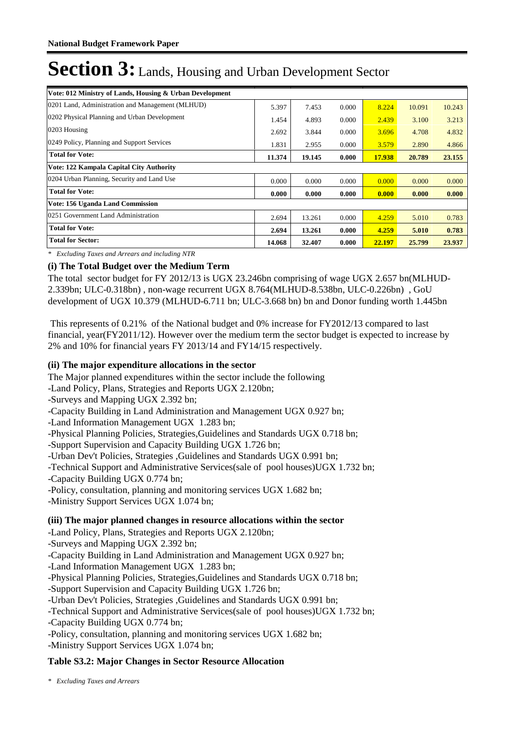# Section 3: Lands, Housing and Urban Development Sector

| Vote: 012 Ministry of Lands, Housing & Urban Development | | | | | | |
|---|---|---|---|---|---|---|
| 0201 Land, Administration and Management (MLHUD) | 5.397 | 7.453 | 0.000 | 8.224 | 10.091 | 10.243 |
| 0202 Physical Planning and Urban Development | 1.454 | 4.893 | 0.000 | 2.439 | 3.100 | 3.213 |
| 0203 Housing | 2.692 | 3.844 | 0.000 | 3.696 | 4.708 | 4.832 |
| 0249 Policy, Planning and Support Services | 1.831 | 2.955 | 0.000 | 3.579 | 2.890 | 4.866 |
| **Total for Vote:** | **11.374** | **19.145** | **0.000** | **17.938** | **20.789** | **23.155** |
| **Vote: 122 Kampala Capital City Authority** | | | | | | |
| 0204 Urban Planning, Security and Land Use | 0.000 | 0.000 | 0.000 | 0.000 | 0.000 | 0.000 |
| **Total for Vote:** | **0.000** | **0.000** | **0.000** | **0.000** | **0.000** | **0.000** |
| **Vote: 156 Uganda Land Commission** | | | | | | |
| 0251 Government Land Administration | 2.694 | 13.261 | 0.000 | 4.259 | 5.010 | 0.783 |
| **Total for Vote:** | **2.694** | **13.261** | **0.000** | **4.259** | **5.010** | **0.783** |
| **Total for Sector:** | **14.068** | **32.407** | **0.000** | **22.197** | **25.799** | **23.937** |

*\* Excluding Taxes and Arrears and including NTR*

### (i) The Total Budget over the Medium Term

The total sector budget for FY 2012/13 is UGX 23.246bn comprising of wage UGX 2.657 bn(MLHUD-2.339bn; ULC-0.318bn) , non-wage recurrent UGX 8.764(MLHUD-8.538bn, ULC-0.226bn) , GoU development of UGX 10.379 (MLHUD-6.711 bn; ULC-3.668 bn) bn and Donor funding worth 1.445bn

This represents of 0.21% of the National budget and 0% increase for FY2012/13 compared to last financial, year(FY2011/12). However over the medium term the sector budget is expected to increase by 2% and 10% for financial years FY 2013/14 and FY14/15 respectively.

### (ii) The major expenditure allocations in the sector

The Major planned expenditures within the sector include the following
-Land Policy, Plans, Strategies and Reports UGX 2.120bn;
-Surveys and Mapping UGX 2.392 bn;
-Capacity Building in Land Administration and Management UGX 0.927 bn;
-Land Information Management UGX 1.283 bn;
-Physical Planning Policies, Strategies,Guidelines and Standards UGX 0.718 bn;
-Support Supervision and Capacity Building UGX 1.726 bn;
-Urban Dev't Policies, Strategies ,Guidelines and Standards UGX 0.991 bn;
-Technical Support and Administrative Services(sale of pool houses)UGX 1.732 bn;
-Capacity Building UGX 0.774 bn;
-Policy, consultation, planning and monitoring services UGX 1.682 bn;
-Ministry Support Services UGX 1.074 bn;

### (iii) The major planned changes in resource allocations within the sector

-Land Policy, Plans, Strategies and Reports UGX 2.120bn;
-Surveys and Mapping UGX 2.392 bn;
-Capacity Building in Land Administration and Management UGX 0.927 bn;
-Land Information Management UGX 1.283 bn;
-Physical Planning Policies, Strategies,Guidelines and Standards UGX 0.718 bn;
-Support Supervision and Capacity Building UGX 1.726 bn;
-Urban Dev't Policies, Strategies ,Guidelines and Standards UGX 0.991 bn;
-Technical Support and Administrative Services(sale of pool houses)UGX 1.732 bn;
-Capacity Building UGX 0.774 bn;
-Policy, consultation, planning and monitoring services UGX 1.682 bn;
-Ministry Support Services UGX 1.074 bn;

### Table S3.2: Major Changes in Sector Resource Allocation

*\* Excluding Taxes and Arrears*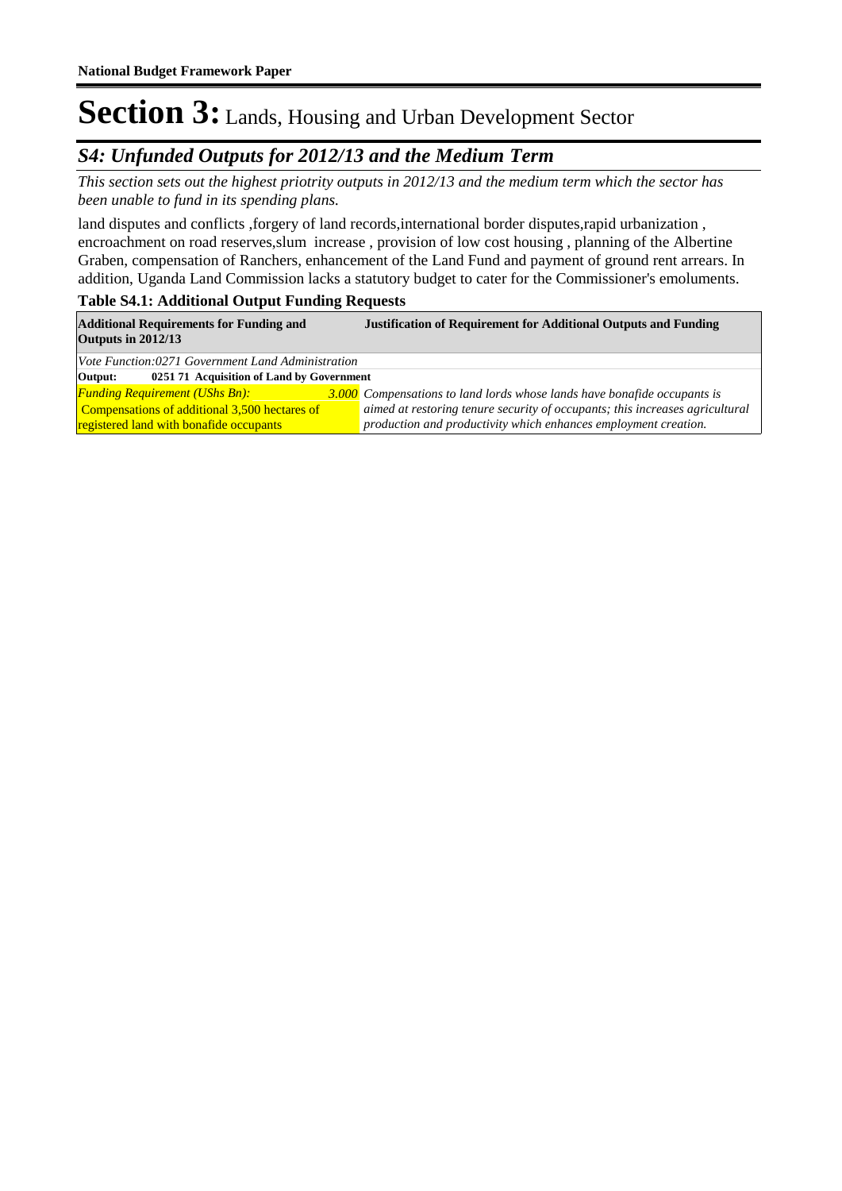**National Budget Framework Paper**

# Section 3: Lands, Housing and Urban Development Sector

## *S4: Unfunded Outputs for 2012/13 and the Medium Term*

*This section sets out the highest priotrity outputs in 2012/13 and the medium term which the sector has been unable to fund in its spending plans.*

land disputes and conflicts ,forgery of land records,international border disputes,rapid urbanization , encroachment on road reserves,slum increase , provision of low cost housing , planning of the Albertine Graben, compensation of Ranchers, enhancement of the Land Fund and payment of ground rent arrears. In addition, Uganda Land Commission lacks a statutory budget to cater for the Commissioner's emoluments.

**Table S4.1: Additional Output Funding Requests**

| **Additional Requirements for Funding and Outputs in 2012/13** | | **Justification of Requirement for Additional Outputs and Funding** |
|---|---|---|
| *Vote Function:0271 Government Land Administration* | | |
| **Output: 0251 71 Acquisition of Land by Government** | | |
| *Funding Requirement (UShs Bn):* Compensations of additional 3,500 hectares of registered land with bonafide occupants | *3.000* | *Compensations to land lords whose lands have bonafide occupants is aimed at restoring tenure security of occupants; this increases agricultural production and productivity which enhances employment creation.* |